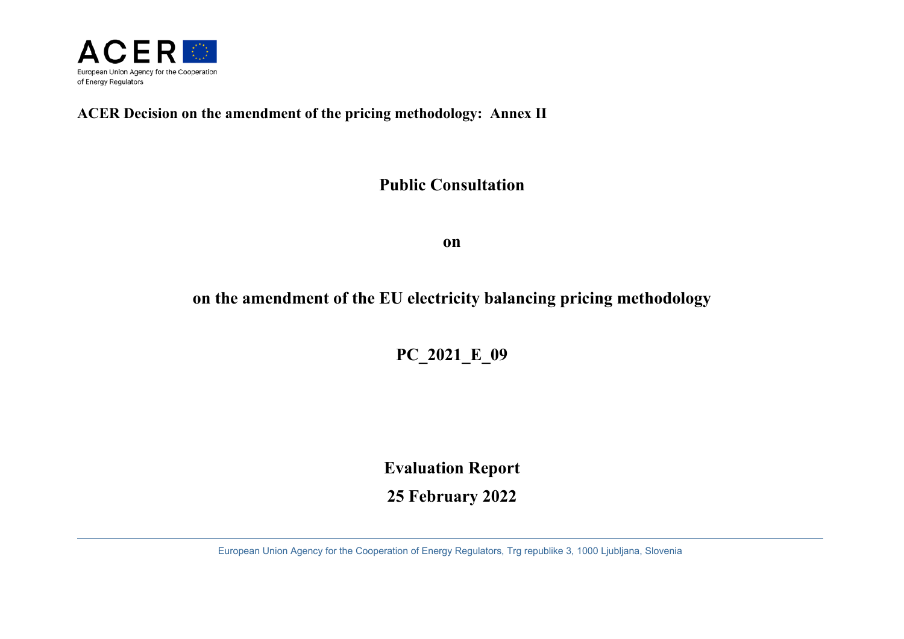ACER

European Union Agency for the Cooperation of Energy Regulators

**ACER Decision on the amendment of the pricing methodology: Annex II**

# Public Consultation

# on

# on the amendment of the EU electricity balancing pricing methodology

# PC_2021_E_09

## Evaluation Report

## 25 February 2022

European Union Agency for the Cooperation of Energy Regulators, Trg republike 3, 1000 Ljubljana, Slovenia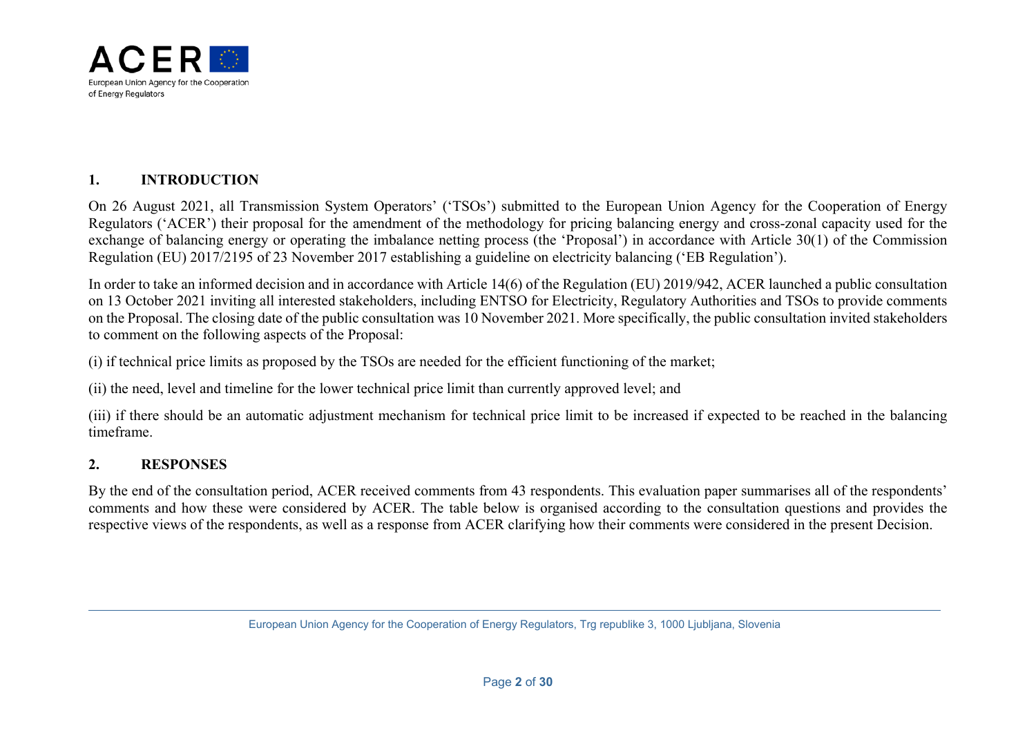## 1. INTRODUCTION

On 26 August 2021, all Transmission System Operators' ('TSOs') submitted to the European Union Agency for the Cooperation of Energy Regulators ('ACER') their proposal for the amendment of the methodology for pricing balancing energy and cross-zonal capacity used for the exchange of balancing energy or operating the imbalance netting process (the 'Proposal') in accordance with Article 30(1) of the Commission Regulation (EU) 2017/2195 of 23 November 2017 establishing a guideline on electricity balancing ('EB Regulation').

In order to take an informed decision and in accordance with Article 14(6) of the Regulation (EU) 2019/942, ACER launched a public consultation on 13 October 2021 inviting all interested stakeholders, including ENTSO for Electricity, Regulatory Authorities and TSOs to provide comments on the Proposal. The closing date of the public consultation was 10 November 2021. More specifically, the public consultation invited stakeholders to comment on the following aspects of the Proposal:

(i) if technical price limits as proposed by the TSOs are needed for the efficient functioning of the market;

(ii) the need, level and timeline for the lower technical price limit than currently approved level; and

(iii) if there should be an automatic adjustment mechanism for technical price limit to be increased if expected to be reached in the balancing timeframe.

## 2. RESPONSES

By the end of the consultation period, ACER received comments from 43 respondents. This evaluation paper summarises all of the respondents' comments and how these were considered by ACER. The table below is organised according to the consultation questions and provides the respective views of the respondents, as well as a response from ACER clarifying how their comments were considered in the present Decision.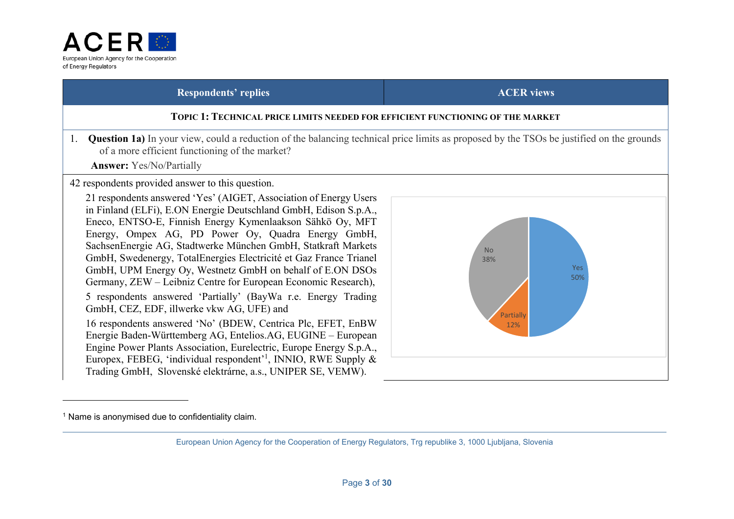| Respondents' replies | ACER views |
|---|---|
| **TOPIC 1: TECHNICAL PRICE LIMITS NEEDED FOR EFFICIENT FUNCTIONING OF THE MARKET** | |
| 1. **Question 1a)** In your view, could a reduction of the balancing technical price limits as proposed by the TSOs be justified on the grounds of a more efficient functioning of the market?<br>**Answer:** Yes/No/Partially | |
| 42 respondents provided answer to this question.<br>21 respondents answered 'Yes' (AIGET, Association of Energy Users in Finland (ELFi), E.ON Energie Deutschland GmbH, Edison S.p.A., Eneco, ENTSO-E, Finnish Energy Kymenlaakson Sähkö Oy, MFT Energy, Ompex AG, PD Power Oy, Quadra Energy GmbH, SachsenEnergie AG, Stadtwerke München GmbH, Statkraft Markets GmbH, Swedenergy, TotalEnergies Electricité et Gaz France Trianel GmbH, UPM Energy Oy, Westnetz GmbH on behalf of E.ON DSOs Germany, ZEW – Leibniz Centre for European Economic Research),<br>5 respondents answered 'Partially' (BayWa r.e. Energy Trading GmbH, CEZ, EDF, illwerke vkw AG, UFE) and<br>16 respondents answered 'No' (BDEW, Centrica Plc, EFET, EnBW Energie Baden-Württemberg AG, Entelios.AG, EUGINE – European Engine Power Plants Association, Eurelectric, Europe Energy S.p.A., Europex, FEBEG, 'individual respondent'[1], INNIO, RWE Supply & Trading GmbH, Slovenské elektrárne, a.s., UNIPER SE, VEMW). | Yes 50%<br>Partially 12%<br>No 38% |

[1] Name is anonymised due to confidentiality claim.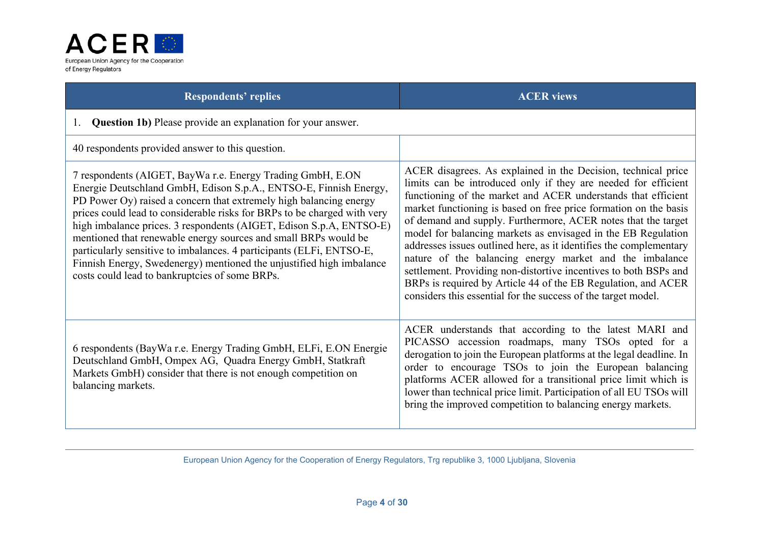| Respondents' replies | ACER views |
|---|---|
| 1. **Question 1b)** Please provide an explanation for your answer. | |
| 40 respondents provided answer to this question. | |
| 7 respondents (AIGET, BayWa r.e. Energy Trading GmbH, E.ON Energie Deutschland GmbH, Edison S.p.A., ENTSO-E, Finnish Energy, PD Power Oy) raised a concern that extremely high balancing energy prices could lead to considerable risks for BRPs to be charged with very high imbalance prices. 3 respondents (AIGET, Edison S.p.A, ENTSO-E) mentioned that renewable energy sources and small BRPs would be particularly sensitive to imbalances. 4 participants (ELFi, ENTSO-E, Finnish Energy, Swedenergy) mentioned the unjustified high imbalance costs could lead to bankruptcies of some BRPs. | ACER disagrees. As explained in the Decision, technical price limits can be introduced only if they are needed for efficient functioning of the market and ACER understands that efficient market functioning is based on free price formation on the basis of demand and supply. Furthermore, ACER notes that the target model for balancing markets as envisaged in the EB Regulation addresses issues outlined here, as it identifies the complementary nature of the balancing energy market and the imbalance settlement. Providing non-distortive incentives to both BSPs and BRPs is required by Article 44 of the EB Regulation, and ACER considers this essential for the success of the target model. |
| 6 respondents (BayWa r.e. Energy Trading GmbH, ELFi, E.ON Energie Deutschland GmbH, Ompex AG, Quadra Energy GmbH, Statkraft Markets GmbH) consider that there is not enough competition on balancing markets. | ACER understands that according to the latest MARI and PICASSO accession roadmaps, many TSOs opted for a derogation to join the European platforms at the legal deadline. In order to encourage TSOs to join the European balancing platforms ACER allowed for a transitional price limit which is lower than technical price limit. Participation of all EU TSOs will bring the improved competition to balancing energy markets. |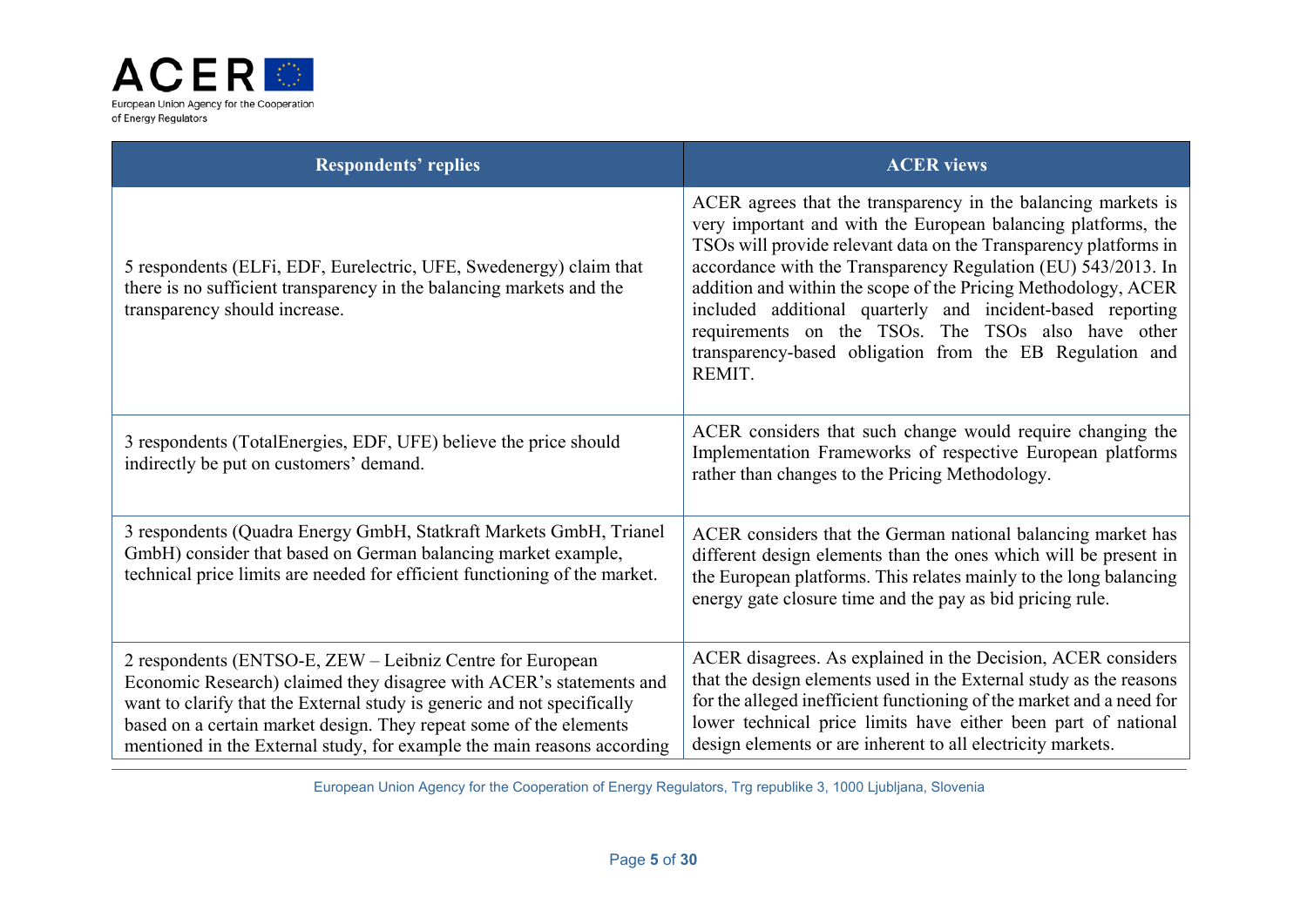| Respondents' replies | ACER views |
| --- | --- |
| 5 respondents (ELFi, EDF, Eurelectric, UFE, Swedenergy) claim that there is no sufficient transparency in the balancing markets and the transparency should increase. | ACER agrees that the transparency in the balancing markets is very important and with the European balancing platforms, the TSOs will provide relevant data on the Transparency platforms in accordance with the Transparency Regulation (EU) 543/2013. In addition and within the scope of the Pricing Methodology, ACER included additional quarterly and incident-based reporting requirements on the TSOs. The TSOs also have other transparency-based obligation from the EB Regulation and REMIT. |
| 3 respondents (TotalEnergies, EDF, UFE) believe the price should indirectly be put on customers' demand. | ACER considers that such change would require changing the Implementation Frameworks of respective European platforms rather than changes to the Pricing Methodology. |
| 3 respondents (Quadra Energy GmbH, Statkraft Markets GmbH, Trianel GmbH) consider that based on German balancing market example, technical price limits are needed for efficient functioning of the market. | ACER considers that the German national balancing market has different design elements than the ones which will be present in the European platforms. This relates mainly to the long balancing energy gate closure time and the pay as bid pricing rule. |
| 2 respondents (ENTSO-E, ZEW – Leibniz Centre for European Economic Research) claimed they disagree with ACER's statements and want to clarify that the External study is generic and not specifically based on a certain market design. They repeat some of the elements mentioned in the External study, for example the main reasons according | ACER disagrees. As explained in the Decision, ACER considers that the design elements used in the External study as the reasons for the alleged inefficient functioning of the market and a need for lower technical price limits have either been part of national design elements or are inherent to all electricity markets. |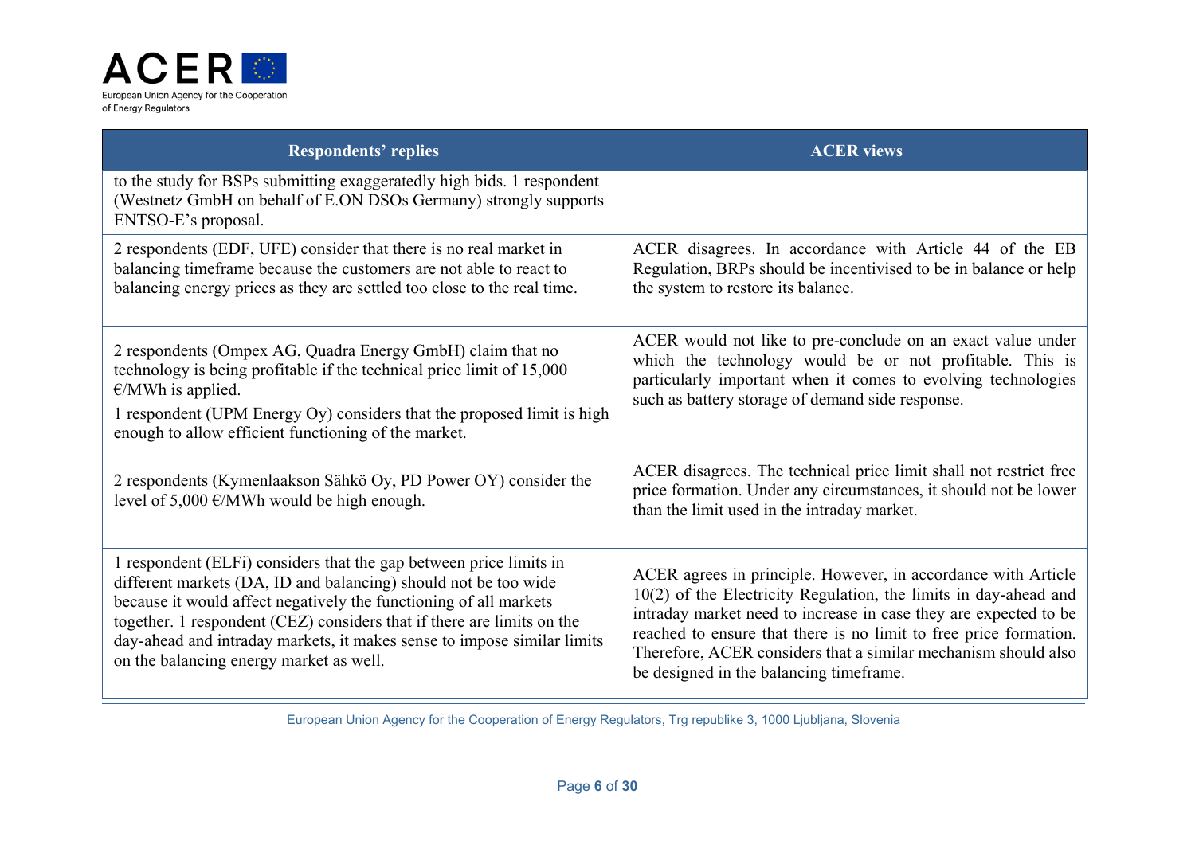| Respondents' replies | ACER views |
|---|---|
| to the study for BSPs submitting exaggeratedly high bids. 1 respondent (Westnetz GmbH on behalf of E.ON DSOs Germany) strongly supports ENTSO-E's proposal. | |
| 2 respondents (EDF, UFE) consider that there is no real market in balancing timeframe because the customers are not able to react to balancing energy prices as they are settled too close to the real time. | ACER disagrees. In accordance with Article 44 of the EB Regulation, BRPs should be incentivised to be in balance or help the system to restore its balance. |
| 2 respondents (Ompex AG, Quadra Energy GmbH) claim that no technology is being profitable if the technical price limit of 15,000 €/MWh is applied.<br>1 respondent (UPM Energy Oy) considers that the proposed limit is high enough to allow efficient functioning of the market.<br><br>2 respondents (Kymenlaakson Sähkö Oy, PD Power OY) consider the level of 5,000 €/MWh would be high enough. | ACER would not like to pre-conclude on an exact value under which the technology would be or not profitable. This is particularly important when it comes to evolving technologies such as battery storage of demand side response.<br><br>ACER disagrees. The technical price limit shall not restrict free price formation. Under any circumstances, it should not be lower than the limit used in the intraday market. |
| 1 respondent (ELFi) considers that the gap between price limits in different markets (DA, ID and balancing) should not be too wide because it would affect negatively the functioning of all markets together. 1 respondent (CEZ) considers that if there are limits on the day-ahead and intraday markets, it makes sense to impose similar limits on the balancing energy market as well. | ACER agrees in principle. However, in accordance with Article 10(2) of the Electricity Regulation, the limits in day-ahead and intraday market need to increase in case they are expected to be reached to ensure that there is no limit to free price formation. Therefore, ACER considers that a similar mechanism should also be designed in the balancing timeframe. |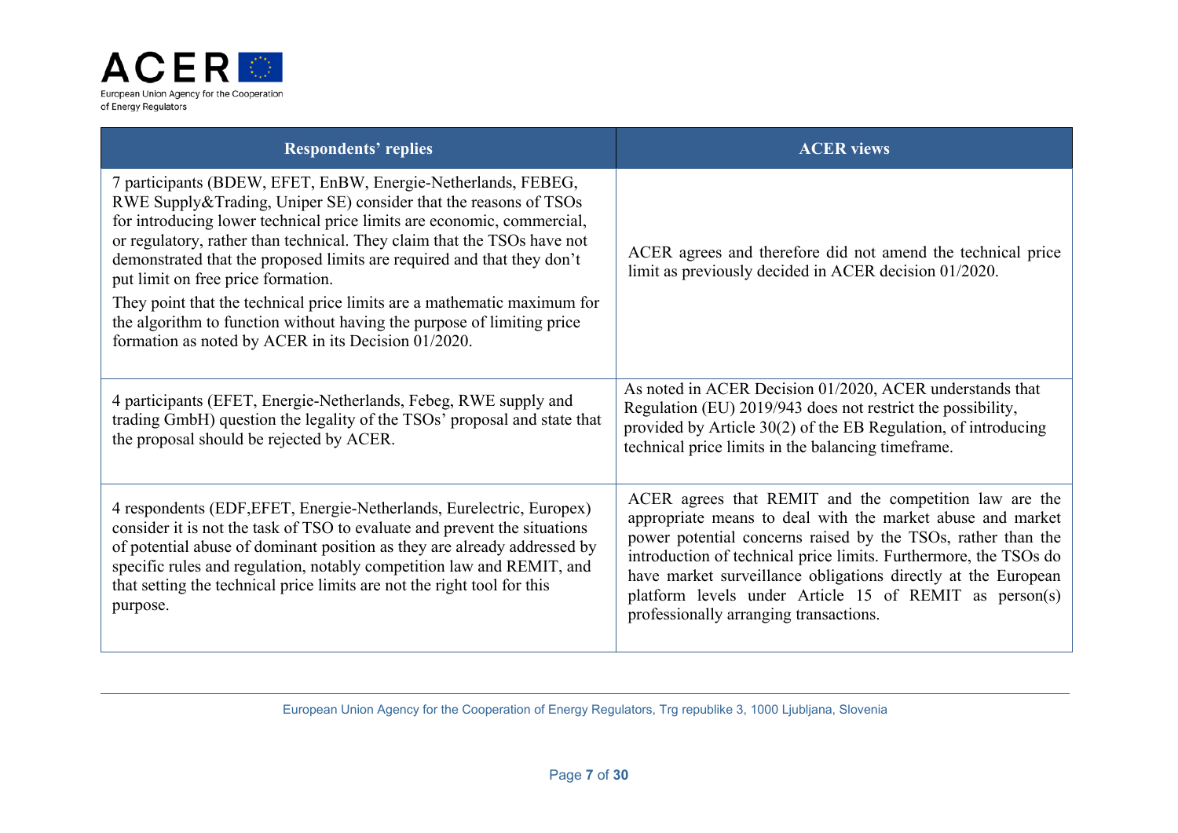| Respondents' replies | ACER views |
| --- | --- |
| 7 participants (BDEW, EFET, EnBW, Energie-Netherlands, FEBEG, RWE Supply&Trading, Uniper SE) consider that the reasons of TSOs for introducing lower technical price limits are economic, commercial, or regulatory, rather than technical. They claim that the TSOs have not demonstrated that the proposed limits are required and that they don't put limit on free price formation.<br>They point that the technical price limits are a mathematic maximum for the algorithm to function without having the purpose of limiting price formation as noted by ACER in its Decision 01/2020. | ACER agrees and therefore did not amend the technical price limit as previously decided in ACER decision 01/2020. |
| 4 participants (EFET, Energie-Netherlands, Febeg, RWE supply and trading GmbH) question the legality of the TSOs' proposal and state that the proposal should be rejected by ACER. | As noted in ACER Decision 01/2020, ACER understands that Regulation (EU) 2019/943 does not restrict the possibility, provided by Article 30(2) of the EB Regulation, of introducing technical price limits in the balancing timeframe. |
| 4 respondents (EDF,EFET, Energie-Netherlands, Eurelectric, Europex) consider it is not the task of TSO to evaluate and prevent the situations of potential abuse of dominant position as they are already addressed by specific rules and regulation, notably competition law and REMIT, and that setting the technical price limits are not the right tool for this purpose. | ACER agrees that REMIT and the competition law are the appropriate means to deal with the market abuse and market power potential concerns raised by the TSOs, rather than the introduction of technical price limits. Furthermore, the TSOs do have market surveillance obligations directly at the European platform levels under Article 15 of REMIT as person(s) professionally arranging transactions. |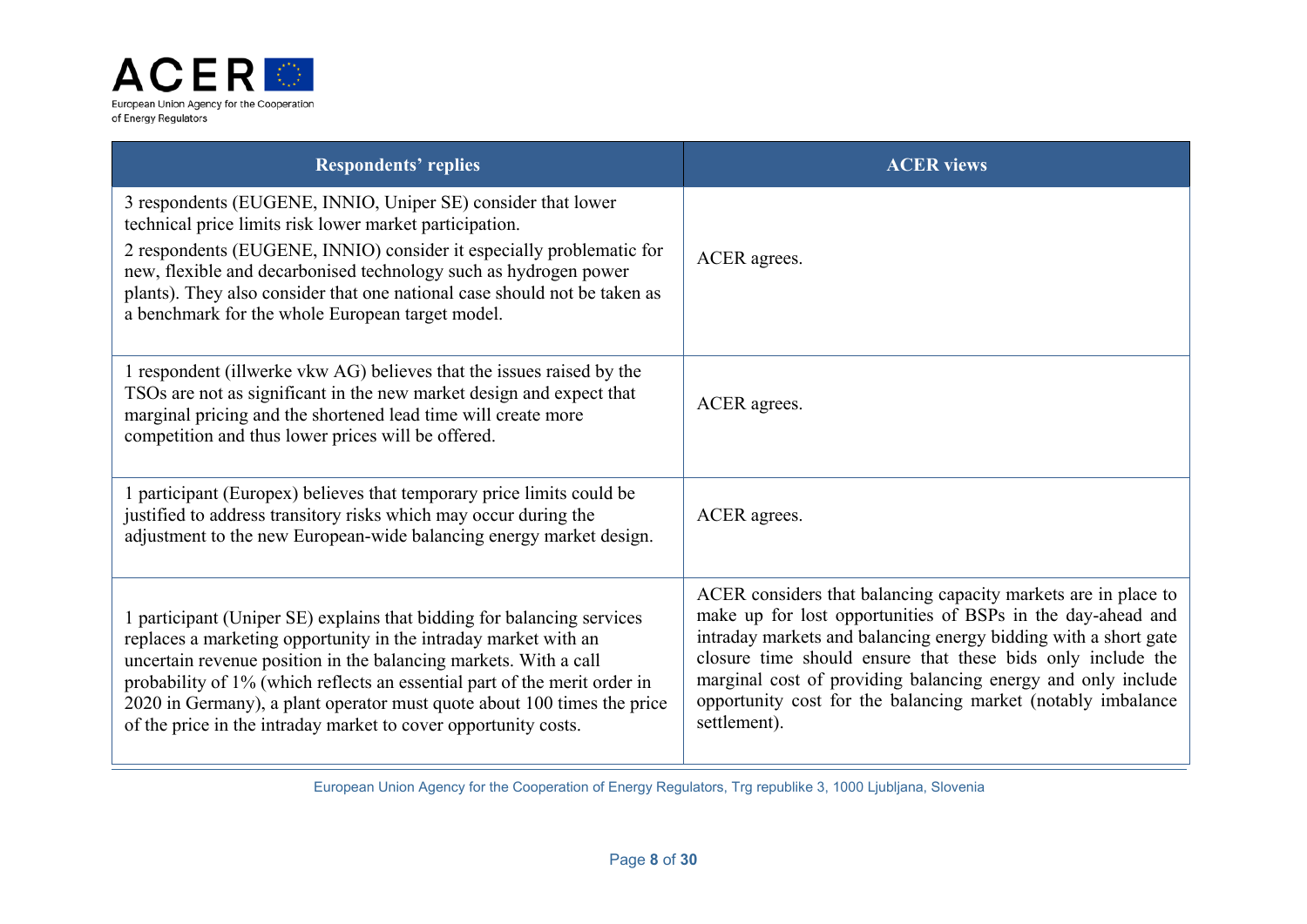| Respondents' replies | ACER views |
|---|---|
| 3 respondents (EUGENE, INNIO, Uniper SE) consider that lower technical price limits risk lower market participation.<br>2 respondents (EUGENE, INNIO) consider it especially problematic for new, flexible and decarbonised technology such as hydrogen power plants). They also consider that one national case should not be taken as a benchmark for the whole European target model. | ACER agrees. |
| 1 respondent (illwerke vkw AG) believes that the issues raised by the TSOs are not as significant in the new market design and expect that marginal pricing and the shortened lead time will create more competition and thus lower prices will be offered. | ACER agrees. |
| 1 participant (Europex) believes that temporary price limits could be justified to address transitory risks which may occur during the adjustment to the new European-wide balancing energy market design. | ACER agrees. |
| 1 participant (Uniper SE) explains that bidding for balancing services replaces a marketing opportunity in the intraday market with an uncertain revenue position in the balancing markets. With a call probability of 1% (which reflects an essential part of the merit order in 2020 in Germany), a plant operator must quote about 100 times the price of the price in the intraday market to cover opportunity costs. | ACER considers that balancing capacity markets are in place to make up for lost opportunities of BSPs in the day-ahead and intraday markets and balancing energy bidding with a short gate closure time should ensure that these bids only include the marginal cost of providing balancing energy and only include opportunity cost for the balancing market (notably imbalance settlement). |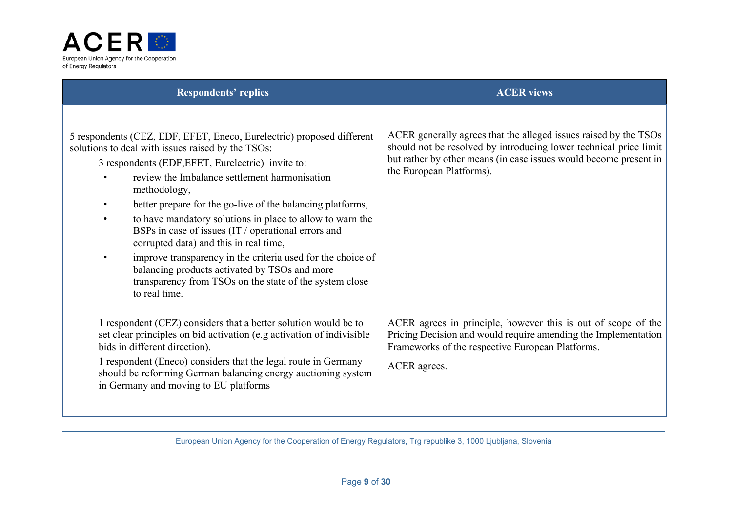| Respondents' replies | ACER views |
|---|---|
| 5 respondents (CEZ, EDF, EFET, Eneco, Eurelectric) proposed different solutions to deal with issues raised by the TSOs:<br>3 respondents (EDF,EFET, Eurelectric) invite to:<br>• review the Imbalance settlement harmonisation methodology,<br>• better prepare for the go-live of the balancing platforms,<br>• to have mandatory solutions in place to allow to warn the BSPs in case of issues (IT / operational errors and corrupted data) and this in real time,<br>• improve transparency in the criteria used for the choice of balancing products activated by TSOs and more transparency from TSOs on the state of the system close to real time. | ACER generally agrees that the alleged issues raised by the TSOs should not be resolved by introducing lower technical price limit but rather by other means (in case issues would become present in the European Platforms). |
| 1 respondent (CEZ) considers that a better solution would be to set clear principles on bid activation (e.g activation of indivisible bids in different direction). | ACER agrees in principle, however this is out of scope of the Pricing Decision and would require amending the Implementation Frameworks of the respective European Platforms. |
| 1 respondent (Eneco) considers that the legal route in Germany should be reforming German balancing energy auctioning system in Germany and moving to EU platforms | ACER agrees. |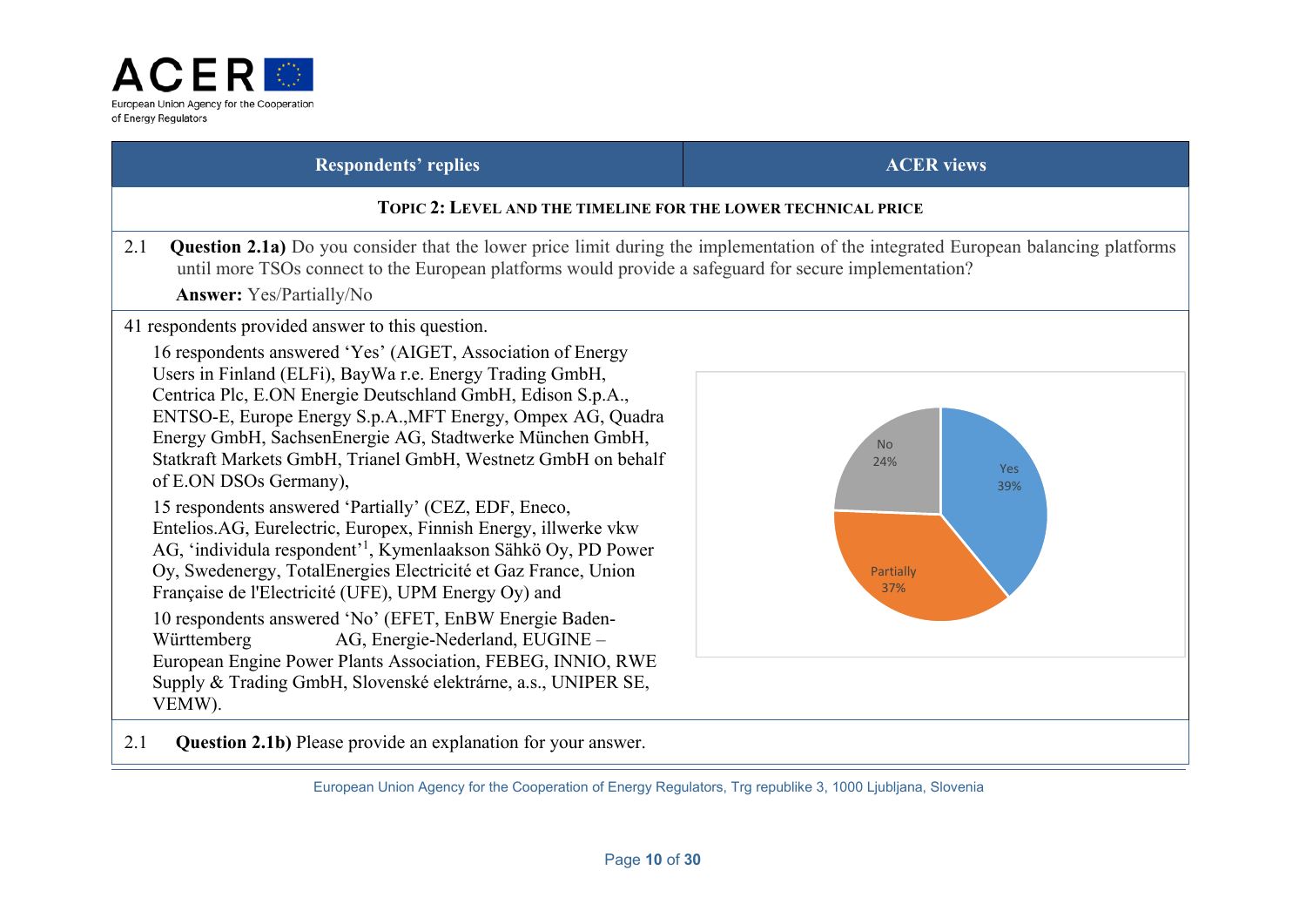| Respondents' replies | ACER views |
|---|---|

**TOPIC 2: LEVEL AND THE TIMELINE FOR THE LOWER TECHNICAL PRICE**

2.1 **Question 2.1a)** Do you consider that the lower price limit during the implementation of the integrated European balancing platforms until more TSOs connect to the European platforms would provide a safeguard for secure implementation?

**Answer:** Yes/Partially/No

41 respondents provided answer to this question.

16 respondents answered 'Yes' (AIGET, Association of Energy Users in Finland (ELFi), BayWa r.e. Energy Trading GmbH, Centrica Plc, E.ON Energie Deutschland GmbH, Edison S.p.A., ENTSO-E, Europe Energy S.p.A.,MFT Energy, Ompex AG, Quadra Energy GmbH, SachsenEnergie AG, Stadtwerke München GmbH, Statkraft Markets GmbH, Trianel GmbH, Westnetz GmbH on behalf of E.ON DSOs Germany),

15 respondents answered 'Partially' (CEZ, EDF, Eneco, Entelios.AG, Eurelectric, Europex, Finnish Energy, illwerke vkw AG, 'individula respondent'[1], Kymenlaakson Sähkö Oy, PD Power Oy, Swedenergy, TotalEnergies Electricité et Gaz France, Union Française de l'Electricité (UFE), UPM Energy Oy) and

10 respondents answered 'No' (EFET, EnBW Energie Baden-Württemberg AG, Energie-Nederland, EUGINE – European Engine Power Plants Association, FEBEG, INNIO, RWE Supply & Trading GmbH, Slovenské elektrárne, a.s., UNIPER SE, VEMW).

No 24%

Yes 39%

Partially 37%

2.1 **Question 2.1b)** Please provide an explanation for your answer.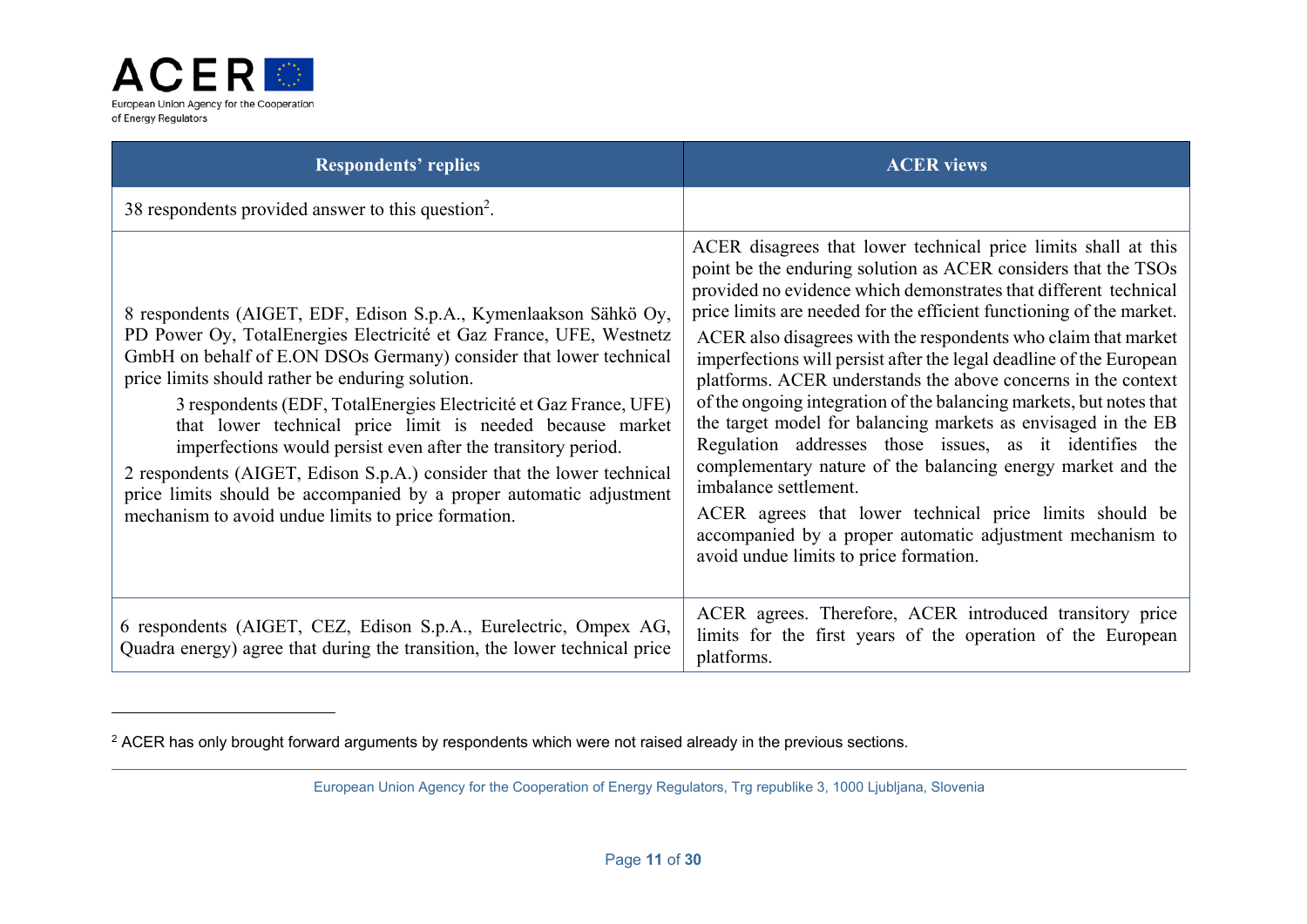| Respondents' replies | ACER views |
|---|---|
| 38 respondents provided answer to this question[2]. | |
| 8 respondents (AIGET, EDF, Edison S.p.A., Kymenlaakson Sähkö Oy, PD Power Oy, TotalEnergies Electricité et Gaz France, UFE, Westnetz GmbH on behalf of E.ON DSOs Germany) consider that lower technical price limits should rather be enduring solution.<br>3 respondents (EDF, TotalEnergies Electricité et Gaz France, UFE) that lower technical price limit is needed because market imperfections would persist even after the transitory period.<br>2 respondents (AIGET, Edison S.p.A.) consider that the lower technical price limits should be accompanied by a proper automatic adjustment mechanism to avoid undue limits to price formation. | ACER disagrees that lower technical price limits shall at this point be the enduring solution as ACER considers that the TSOs provided no evidence which demonstrates that different technical price limits are needed for the efficient functioning of the market.<br>ACER also disagrees with the respondents who claim that market imperfections will persist after the legal deadline of the European platforms. ACER understands the above concerns in the context of the ongoing integration of the balancing markets, but notes that the target model for balancing markets as envisaged in the EB Regulation addresses those issues, as it identifies the complementary nature of the balancing energy market and the imbalance settlement.<br>ACER agrees that lower technical price limits should be accompanied by a proper automatic adjustment mechanism to avoid undue limits to price formation. |
| 6 respondents (AIGET, CEZ, Edison S.p.A., Eurelectric, Ompex AG, Quadra energy) agree that during the transition, the lower technical price | ACER agrees. Therefore, ACER introduced transitory price limits for the first years of the operation of the European platforms. |

[2] ACER has only brought forward arguments by respondents which were not raised already in the previous sections.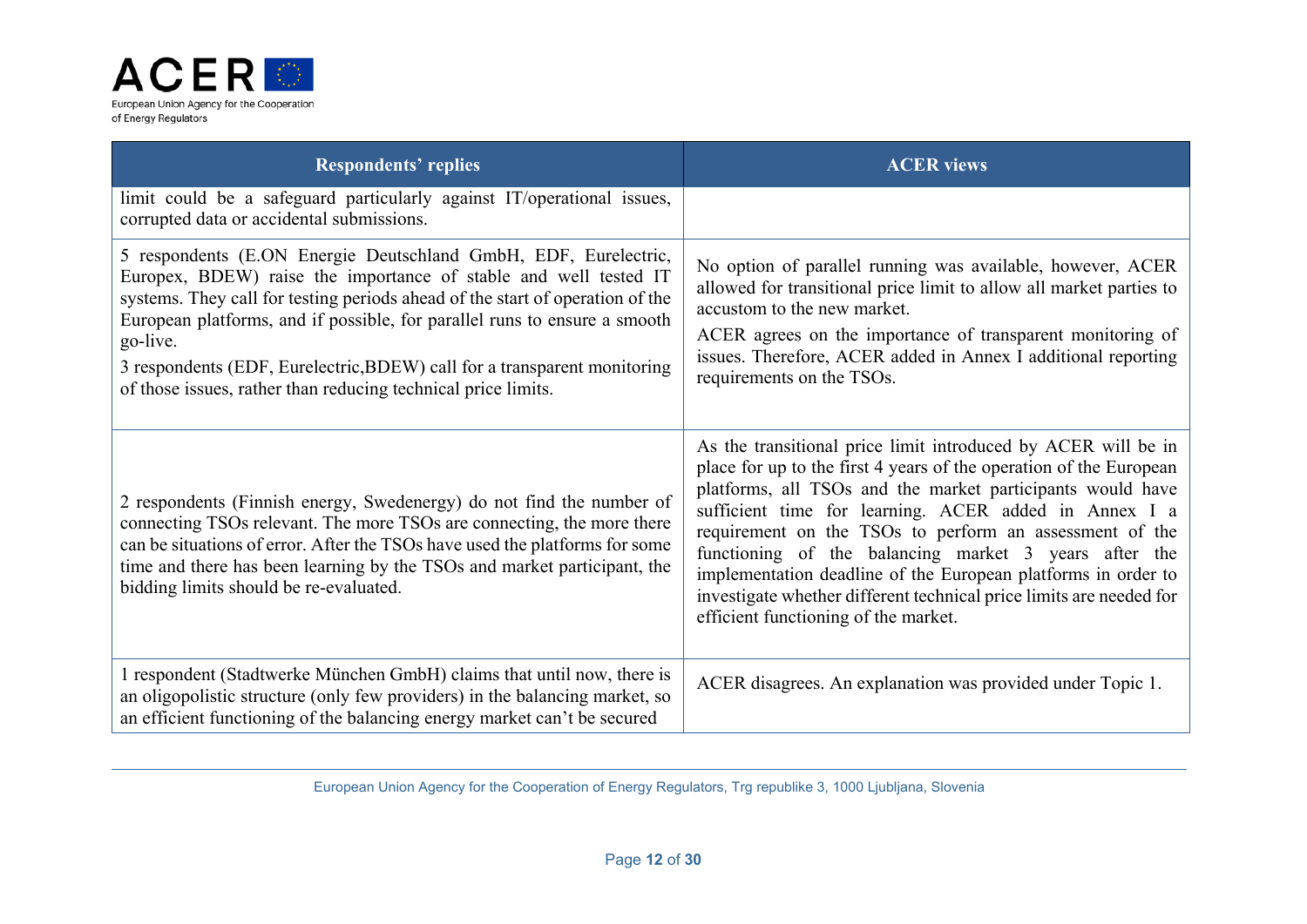| Respondents' replies | ACER views |
|---|---|
| limit could be a safeguard particularly against IT/operational issues, corrupted data or accidental submissions. | |
| 5 respondents (E.ON Energie Deutschland GmbH, EDF, Eurelectric, Europex, BDEW) raise the importance of stable and well tested IT systems. They call for testing periods ahead of the start of operation of the European platforms, and if possible, for parallel runs to ensure a smooth go-live.<br>3 respondents (EDF, Eurelectric,BDEW) call for a transparent monitoring of those issues, rather than reducing technical price limits. | No option of parallel running was available, however, ACER allowed for transitional price limit to allow all market parties to accustom to the new market.<br>ACER agrees on the importance of transparent monitoring of issues. Therefore, ACER added in Annex I additional reporting requirements on the TSOs. |
| 2 respondents (Finnish energy, Swedenergy) do not find the number of connecting TSOs relevant. The more TSOs are connecting, the more there can be situations of error. After the TSOs have used the platforms for some time and there has been learning by the TSOs and market participant, the bidding limits should be re-evaluated. | As the transitional price limit introduced by ACER will be in place for up to the first 4 years of the operation of the European platforms, all TSOs and the market participants would have sufficient time for learning. ACER added in Annex I a requirement on the TSOs to perform an assessment of the functioning of the balancing market 3 years after the implementation deadline of the European platforms in order to investigate whether different technical price limits are needed for efficient functioning of the market. |
| 1 respondent (Stadtwerke München GmbH) claims that until now, there is an oligopolistic structure (only few providers) in the balancing market, so an efficient functioning of the balancing energy market can't be secured | ACER disagrees. An explanation was provided under Topic 1. |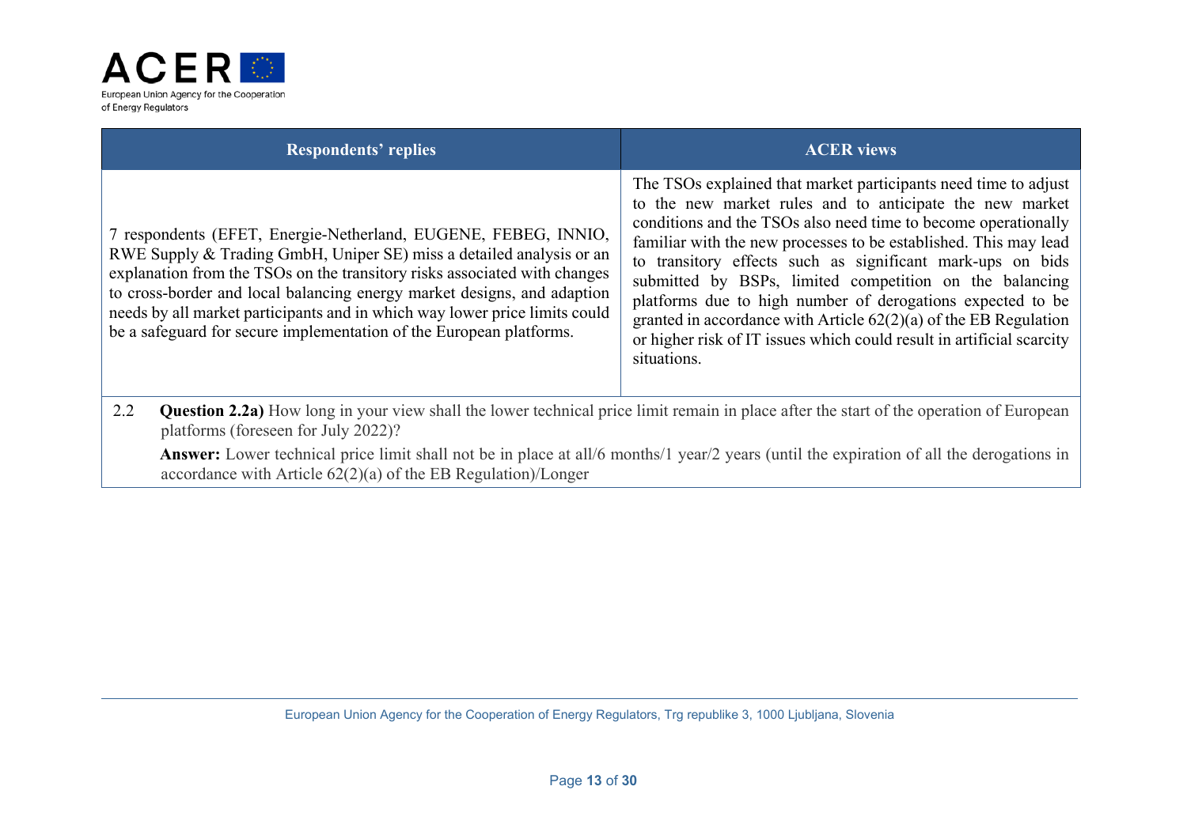| Respondents' replies | ACER views |
|---|---|
| 7 respondents (EFET, Energie-Netherland, EUGENE, FEBEG, INNIO, RWE Supply & Trading GmbH, Uniper SE) miss a detailed analysis or an explanation from the TSOs on the transitory risks associated with changes to cross-border and local balancing energy market designs, and adaption needs by all market participants and in which way lower price limits could be a safeguard for secure implementation of the European platforms. | The TSOs explained that market participants need time to adjust to the new market rules and to anticipate the new market conditions and the TSOs also need time to become operationally familiar with the new processes to be established. This may lead to transitory effects such as significant mark-ups on bids submitted by BSPs, limited competition on the balancing platforms due to high number of derogations expected to be granted in accordance with Article 62(2)(a) of the EB Regulation or higher risk of IT issues which could result in artificial scarcity situations. |

2.2 **Question 2.2a)** How long in your view shall the lower technical price limit remain in place after the start of the operation of European platforms (foreseen for July 2022)?

**Answer:** Lower technical price limit shall not be in place at all/6 months/1 year/2 years (until the expiration of all the derogations in accordance with Article 62(2)(a) of the EB Regulation)/Longer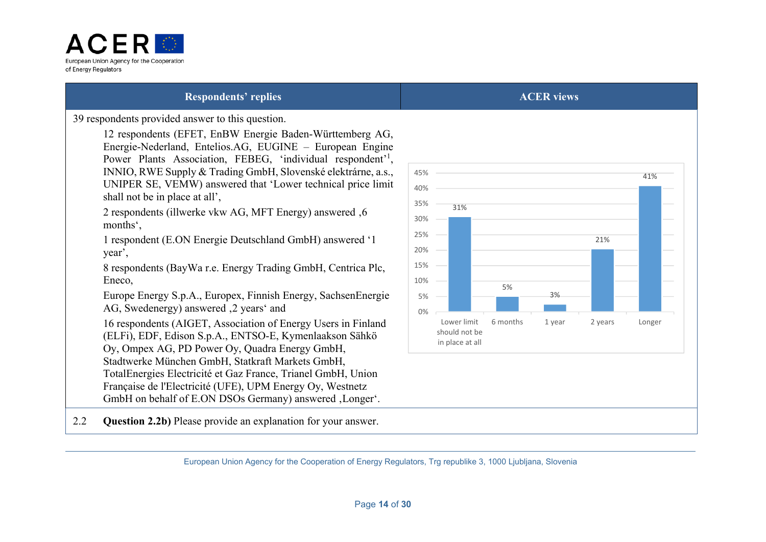| Respondents' replies | ACER views |
|---|---|
| 39 respondents provided answer to this question.<br><br>12 respondents (EFET, EnBW Energie Baden-Württemberg AG, Energie-Nederland, Entelios.AG, EUGINE – European Engine Power Plants Association, FEBEG, 'individual respondent'[1], INNIO, RWE Supply & Trading GmbH, Slovenské elektrárne, a.s., UNIPER SE, VEMW) answered that 'Lower technical price limit shall not be in place at all',<br><br>2 respondents (illwerke vkw AG, MFT Energy) answered ‚6 months',<br><br>1 respondent (E.ON Energie Deutschland GmbH) answered '1 year',<br><br>8 respondents (BayWa r.e. Energy Trading GmbH, Centrica Plc, Eneco,<br><br>Europe Energy S.p.A., Europex, Finnish Energy, SachsenEnergie AG, Swedenergy) answered ‚2 years' and<br><br>16 respondents (AIGET, Association of Energy Users in Finland (ELFi), EDF, Edison S.p.A., ENTSO-E, Kymenlaakson Sähkö Oy, Ompex AG, PD Power Oy, Quadra Energy GmbH, Stadtwerke München GmbH, Statkraft Markets GmbH, TotalEnergies Electricité et Gaz France, Trianel GmbH, Union Française de l'Electricité (UFE), UPM Energy Oy, Westnetz GmbH on behalf of E.ON DSOs Germany) answered ‚Longer'. | Lower limit should not be in place at all: 31%<br>6 months: 5%<br>1 year: 3%<br>2 years: 21%<br>Longer: 41% |

2.2 **Question 2.2b)** Please provide an explanation for your answer.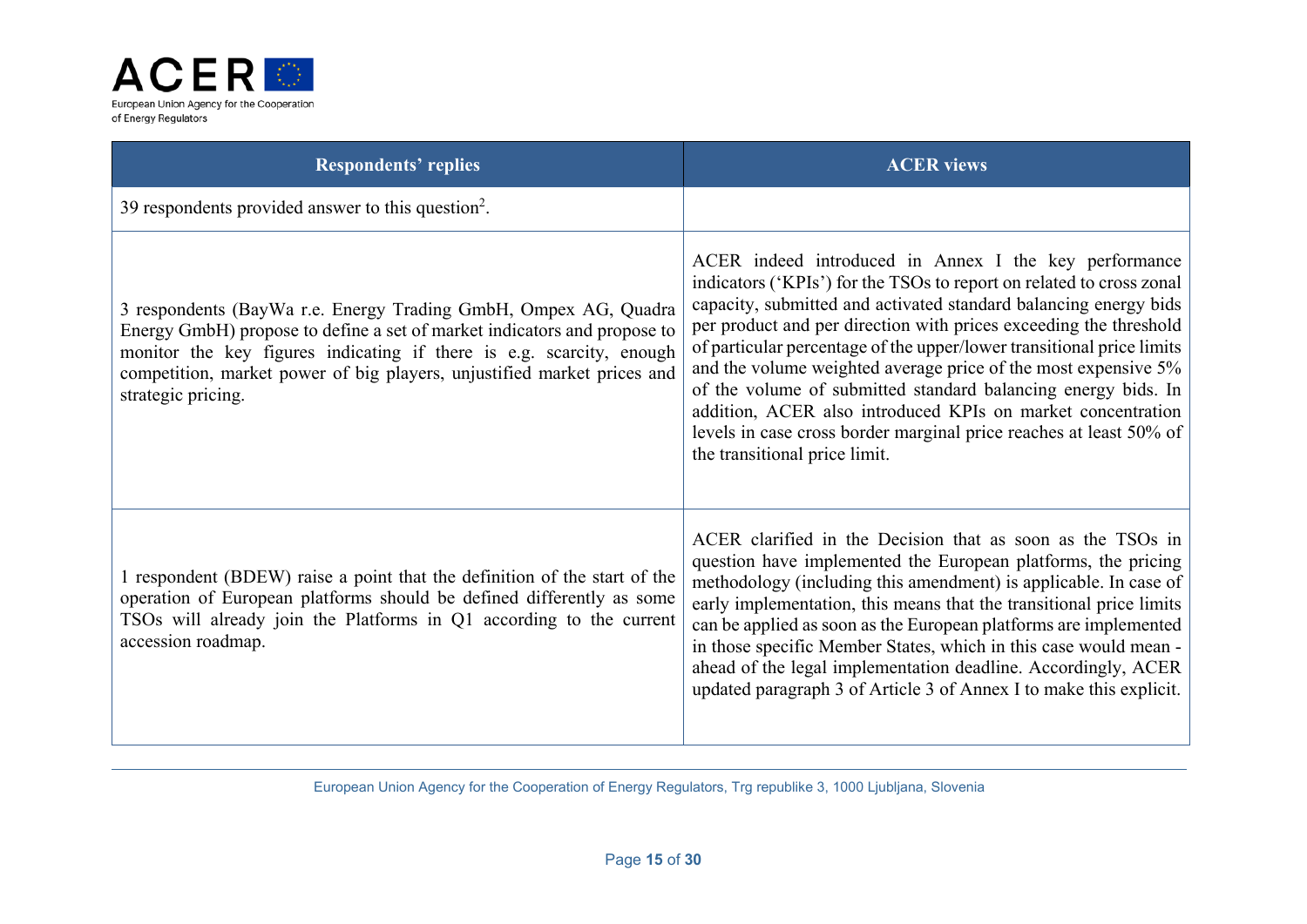| Respondents' replies | ACER views |
|---|---|
| 39 respondents provided answer to this question[2]. | |
| 3 respondents (BayWa r.e. Energy Trading GmbH, Ompex AG, Quadra Energy GmbH) propose to define a set of market indicators and propose to monitor the key figures indicating if there is e.g. scarcity, enough competition, market power of big players, unjustified market prices and strategic pricing. | ACER indeed introduced in Annex I the key performance indicators ('KPIs') for the TSOs to report on related to cross zonal capacity, submitted and activated standard balancing energy bids per product and per direction with prices exceeding the threshold of particular percentage of the upper/lower transitional price limits and the volume weighted average price of the most expensive 5% of the volume of submitted standard balancing energy bids. In addition, ACER also introduced KPIs on market concentration levels in case cross border marginal price reaches at least 50% of the transitional price limit. |
| 1 respondent (BDEW) raise a point that the definition of the start of the operation of European platforms should be defined differently as some TSOs will already join the Platforms in Q1 according to the current accession roadmap. | ACER clarified in the Decision that as soon as the TSOs in question have implemented the European platforms, the pricing methodology (including this amendment) is applicable. In case of early implementation, this means that the transitional price limits can be applied as soon as the European platforms are implemented in those specific Member States, which in this case would mean - ahead of the legal implementation deadline. Accordingly, ACER updated paragraph 3 of Article 3 of Annex I to make this explicit. |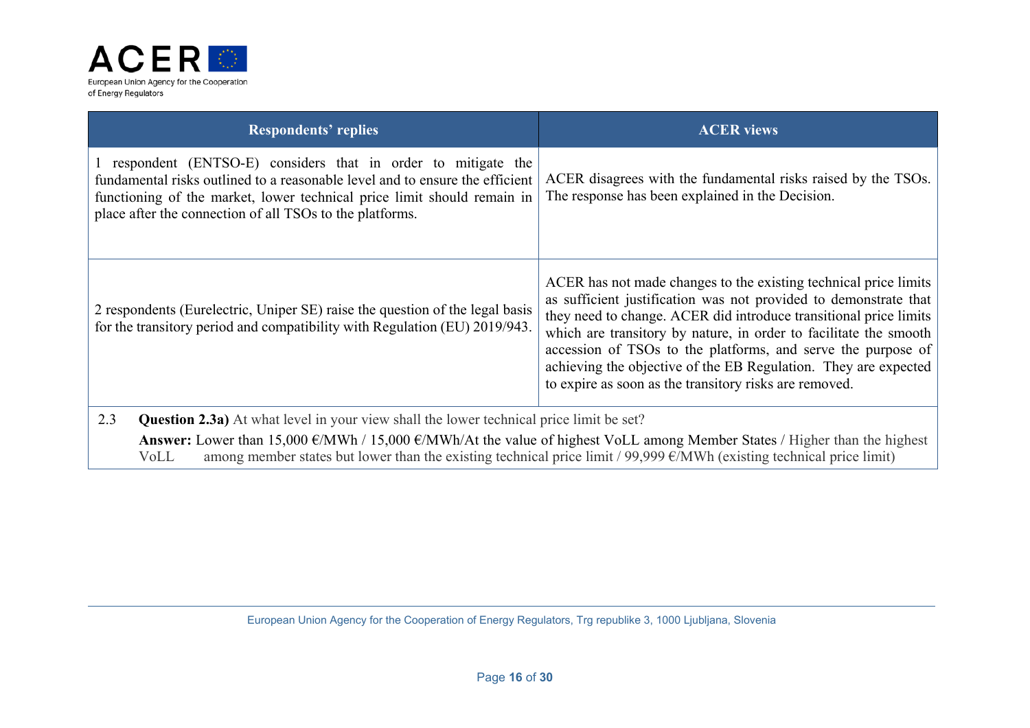| Respondents' replies | ACER views |
|---|---|
| 1 respondent (ENTSO-E) considers that in order to mitigate the fundamental risks outlined to a reasonable level and to ensure the efficient functioning of the market, lower technical price limit should remain in place after the connection of all TSOs to the platforms. | ACER disagrees with the fundamental risks raised by the TSOs. The response has been explained in the Decision. |
| 2 respondents (Eurelectric, Uniper SE) raise the question of the legal basis for the transitory period and compatibility with Regulation (EU) 2019/943. | ACER has not made changes to the existing technical price limits as sufficient justification was not provided to demonstrate that they need to change. ACER did introduce transitional price limits which are transitory by nature, in order to facilitate the smooth accession of TSOs to the platforms, and serve the purpose of achieving the objective of the EB Regulation. They are expected to expire as soon as the transitory risks are removed. |
| 2.3 **Question 2.3a)** At what level in your view shall the lower technical price limit be set? **Answer:** Lower than 15,000 €/MWh / 15,000 €/MWh/At the value of highest VoLL among Member States / Higher than the highest VoLL among member states but lower than the existing technical price limit / 99,999 €/MWh (existing technical price limit) | |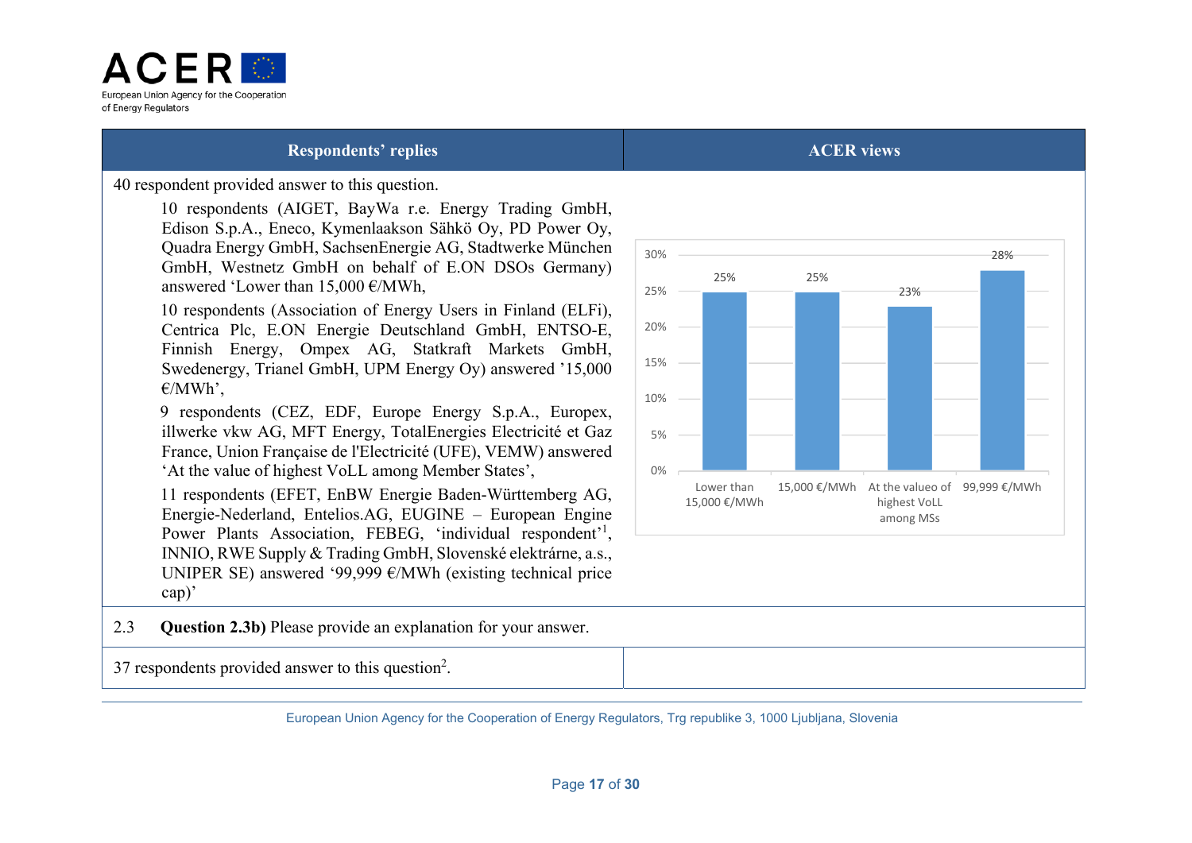| Respondents' replies | ACER views |
|---|---|
| 40 respondent provided answer to this question.<br>10 respondents (AIGET, BayWa r.e. Energy Trading GmbH, Edison S.p.A., Eneco, Kymenlaakson Sähkö Oy, PD Power Oy, Quadra Energy GmbH, SachsenEnergie AG, Stadtwerke München GmbH, Westnetz GmbH on behalf of E.ON DSOs Germany) answered 'Lower than 15,000 €/MWh,<br>10 respondents (Association of Energy Users in Finland (ELFi), Centrica Plc, E.ON Energie Deutschland GmbH, ENTSO-E, Finnish Energy, Ompex AG, Statkraft Markets GmbH, Swedenergy, Trianel GmbH, UPM Energy Oy) answered '15,000 €/MWh',<br>9 respondents (CEZ, EDF, Europe Energy S.p.A., Europex, illwerke vkw AG, MFT Energy, TotalEnergies Electricité et Gaz France, Union Française de l'Electricité (UFE), VEMW) answered 'At the value of highest VoLL among Member States',<br>11 respondents (EFET, EnBW Energie Baden-Württemberg AG, Energie-Nederland, Entelios.AG, EUGINE – European Engine Power Plants Association, FEBEG, 'individual respondent'[1], INNIO, RWE Supply & Trading GmbH, Slovenské elektrárne, a.s., UNIPER SE) answered '99,999 €/MWh (existing technical price cap)' | Lower than 15,000 €/MWh: 25%<br>15,000 €/MWh: 25%<br>At the valueo of highest VoLL among MSs: 23%<br>99,999 €/MWh: 28% |
| 2.3 **Question 2.3b)** Please provide an explanation for your answer. | |
| 37 respondents provided answer to this question[2]. | |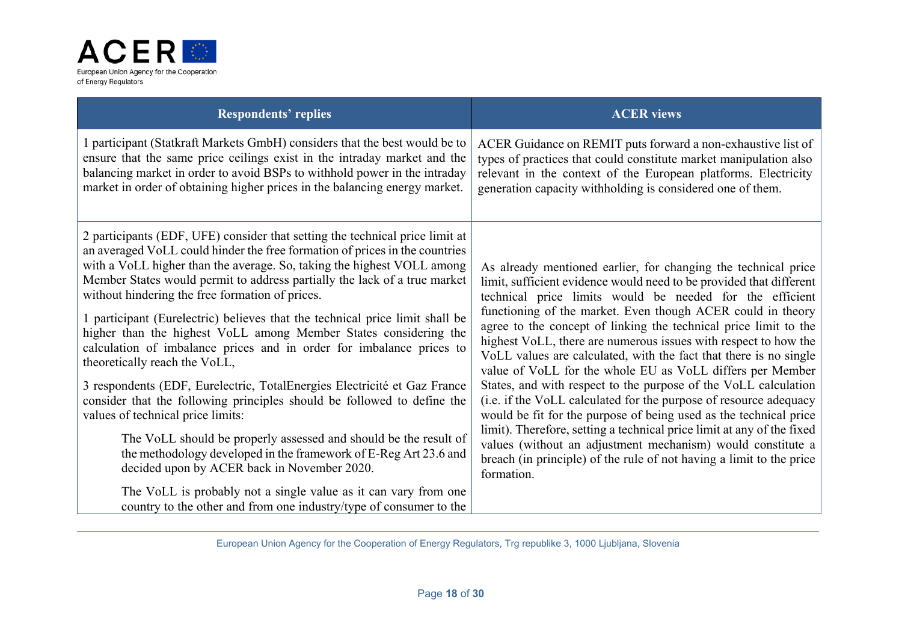| Respondents' replies | ACER views |
|---|---|
| 1 participant (Statkraft Markets GmbH) considers that the best would be to ensure that the same price ceilings exist in the intraday market and the balancing market in order to avoid BSPs to withhold power in the intraday market in order of obtaining higher prices in the balancing energy market. | ACER Guidance on REMIT puts forward a non-exhaustive list of types of practices that could constitute market manipulation also relevant in the context of the European platforms. Electricity generation capacity withholding is considered one of them. |
| 2 participants (EDF, UFE) consider that setting the technical price limit at an averaged VoLL could hinder the free formation of prices in the countries with a VoLL higher than the average. So, taking the highest VOLL among Member States would permit to address partially the lack of a true market without hindering the free formation of prices.<br><br>1 participant (Eurelectric) believes that the technical price limit shall be higher than the highest VoLL among Member States considering the calculation of imbalance prices and in order for imbalance prices to theoretically reach the VoLL,<br><br>3 respondents (EDF, Eurelectric, TotalEnergies Electricité et Gaz France consider that the following principles should be followed to define the values of technical price limits:<br><br>The VoLL should be properly assessed and should be the result of the methodology developed in the framework of E-Reg Art 23.6 and decided upon by ACER back in November 2020.<br><br>The VoLL is probably not a single value as it can vary from one country to the other and from one industry/type of consumer to the | As already mentioned earlier, for changing the technical price limit, sufficient evidence would need to be provided that different technical price limits would be needed for the efficient functioning of the market. Even though ACER could in theory agree to the concept of linking the technical price limit to the highest VoLL, there are numerous issues with respect to how the VoLL values are calculated, with the fact that there is no single value of VoLL for the whole EU as VoLL differs per Member States, and with respect to the purpose of the VoLL calculation (i.e. if the VoLL calculated for the purpose of resource adequacy would be fit for the purpose of being used as the technical price limit). Therefore, setting a technical price limit at any of the fixed values (without an adjustment mechanism) would constitute a breach (in principle) of the rule of not having a limit to the price formation. |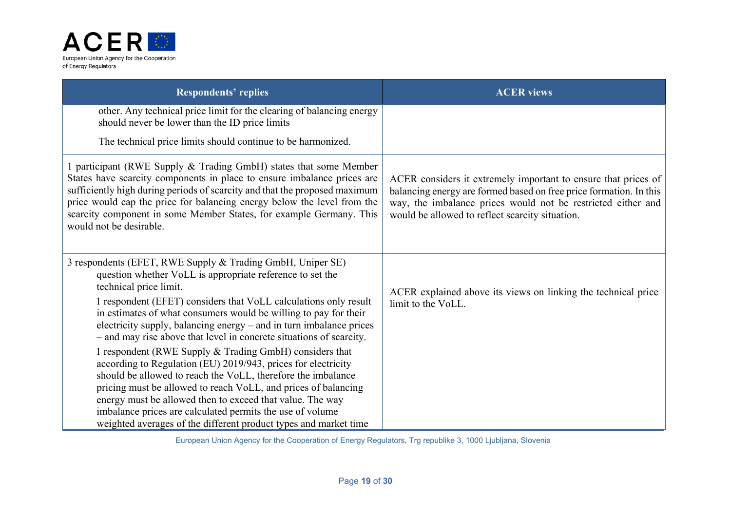| Respondents' replies | ACER views |
|---|---|
| other. Any technical price limit for the clearing of balancing energy should never be lower than the ID price limits<br><br>The technical price limits should continue to be harmonized. | |
| 1 participant (RWE Supply & Trading GmbH) states that some Member States have scarcity components in place to ensure imbalance prices are sufficiently high during periods of scarcity and that the proposed maximum price would cap the price for balancing energy below the level from the scarcity component in some Member States, for example Germany. This would not be desirable. | ACER considers it extremely important to ensure that prices of balancing energy are formed based on free price formation. In this way, the imbalance prices would not be restricted either and would be allowed to reflect scarcity situation. |
| 3 respondents (EFET, RWE Supply & Trading GmbH, Uniper SE) question whether VoLL is appropriate reference to set the technical price limit.<br><br>1 respondent (EFET) considers that VoLL calculations only result in estimates of what consumers would be willing to pay for their electricity supply, balancing energy – and in turn imbalance prices – and may rise above that level in concrete situations of scarcity.<br><br>1 respondent (RWE Supply & Trading GmbH) considers that according to Regulation (EU) 2019/943, prices for electricity should be allowed to reach the VoLL, therefore the imbalance pricing must be allowed to reach VoLL, and prices of balancing energy must be allowed then to exceed that value. The way imbalance prices are calculated permits the use of volume weighted averages of the different product types and market time | ACER explained above its views on linking the technical price limit to the VoLL. |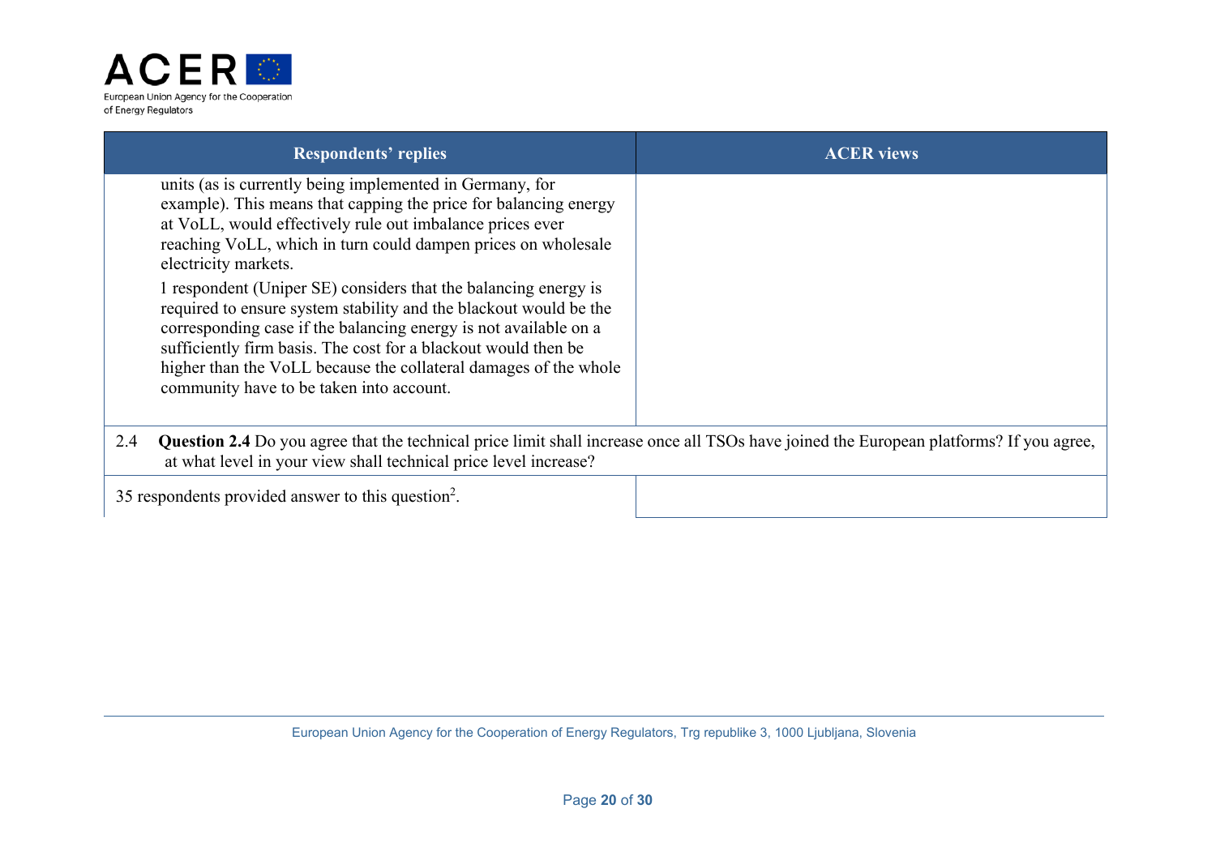| Respondents' replies | ACER views |
|---|---|
| units (as is currently being implemented in Germany, for example). This means that capping the price for balancing energy at VoLL, would effectively rule out imbalance prices ever reaching VoLL, which in turn could dampen prices on wholesale electricity markets.<br><br>1 respondent (Uniper SE) considers that the balancing energy is required to ensure system stability and the blackout would be the corresponding case if the balancing energy is not available on a sufficiently firm basis. The cost for a blackout would then be higher than the VoLL because the collateral damages of the whole community have to be taken into account. | |
| 2.4 **Question 2.4** Do you agree that the technical price limit shall increase once all TSOs have joined the European platforms? If you agree, at what level in your view shall technical price level increase? | |
| 35 respondents provided answer to this question[2]. | |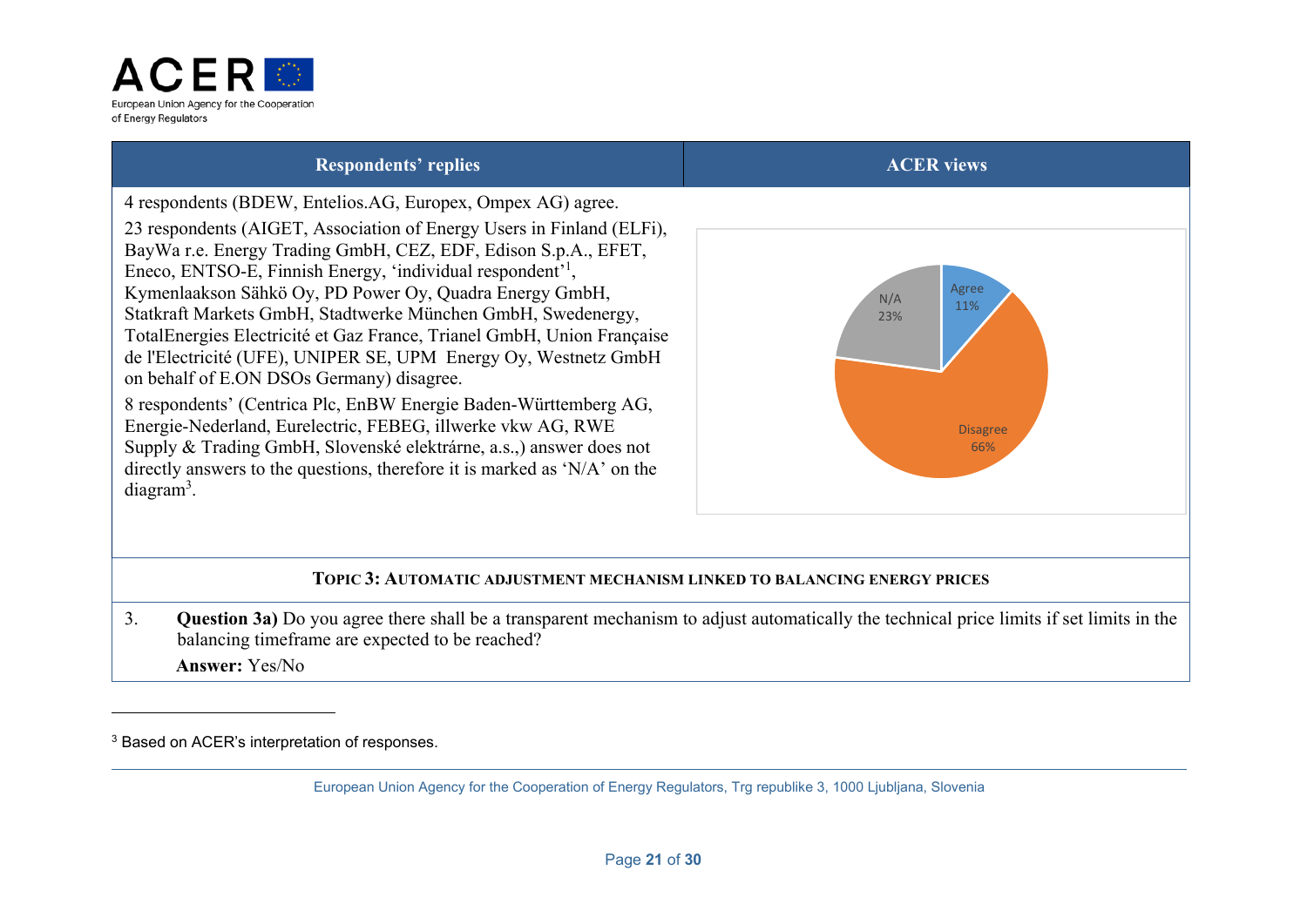| Respondents' replies | ACER views |
|---|---|
| 4 respondents (BDEW, Entelios.AG, Europex, Ompex AG) agree.<br><br>23 respondents (AIGET, Association of Energy Users in Finland (ELFi), BayWa r.e. Energy Trading GmbH, CEZ, EDF, Edison S.p.A., EFET, Eneco, ENTSO-E, Finnish Energy, 'individual respondent'[1], Kymenlaakson Sähkö Oy, PD Power Oy, Quadra Energy GmbH, Statkraft Markets GmbH, Stadtwerke München GmbH, Swedenergy, TotalEnergies Electricité et Gaz France, Trianel GmbH, Union Française de l'Electricité (UFE), UNIPER SE, UPM Energy Oy, Westnetz GmbH on behalf of E.ON DSOs Germany) disagree.<br><br>8 respondents' (Centrica Plc, EnBW Energie Baden-Württemberg AG, Energie-Nederland, Eurelectric, FEBEG, illwerke vkw AG, RWE Supply & Trading GmbH, Slovenské elektrárne, a.s.,) answer does not directly answers to the questions, therefore it is marked as 'N/A' on the diagram[3]. | Agree 11%<br>Disagree 66%<br>N/A 23% |

**TOPIC 3: AUTOMATIC ADJUSTMENT MECHANISM LINKED TO BALANCING ENERGY PRICES**

3. **Question 3a)** Do you agree there shall be a transparent mechanism to adjust automatically the technical price limits if set limits in the balancing timeframe are expected to be reached?

   **Answer:** Yes/No

---

[3] Based on ACER's interpretation of responses.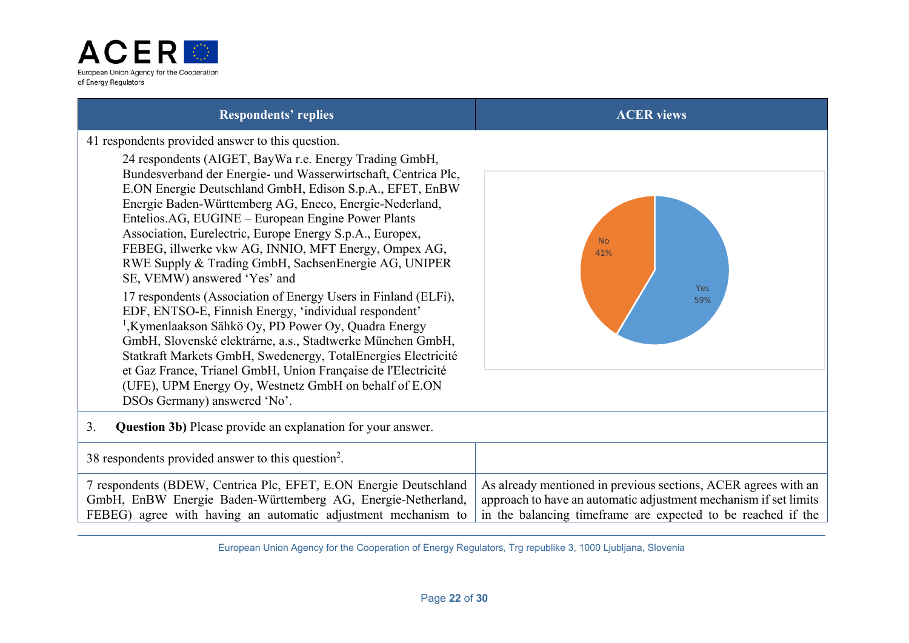| Respondents' replies | ACER views |
| --- | --- |
| 41 respondents provided answer to this question.<br><br>24 respondents (AIGET, BayWa r.e. Energy Trading GmbH, Bundesverband der Energie- und Wasserwirtschaft, Centrica Plc, E.ON Energie Deutschland GmbH, Edison S.p.A., EFET, EnBW Energie Baden-Württemberg AG, Eneco, Energie-Nederland, Entelios.AG, EUGINE – European Engine Power Plants Association, Eurelectric, Europe Energy S.p.A., Europex, FEBEG, illwerke vkw AG, INNIO, MFT Energy, Ompex AG, RWE Supply & Trading GmbH, SachsenEnergie AG, UNIPER SE, VEMW) answered 'Yes' and<br><br>17 respondents (Association of Energy Users in Finland (ELFi), EDF, ENTSO-E, Finnish Energy, 'individual respondent' [1], Kymenlaakson Sähkö Oy, PD Power Oy, Quadra Energy GmbH, Slovenské elektrárne, a.s., Stadtwerke München GmbH, Statkraft Markets GmbH, Swedenergy, TotalEnergies Electricité et Gaz France, Trianel GmbH, Union Française de l'Electricité (UFE), UPM Energy Oy, Westnetz GmbH on behalf of E.ON DSOs Germany) answered 'No'. | No 41%<br>Yes 59% |
| 3. **Question 3b)** Please provide an explanation for your answer. | |
| 38 respondents provided answer to this question[2]. | |
| 7 respondents (BDEW, Centrica Plc, EFET, E.ON Energie Deutschland GmbH, EnBW Energie Baden-Württemberg AG, Energie-Netherland, FEBEG) agree with having an automatic adjustment mechanism to | As already mentioned in previous sections, ACER agrees with an approach to have an automatic adjustment mechanism if set limits in the balancing timeframe are expected to be reached if the |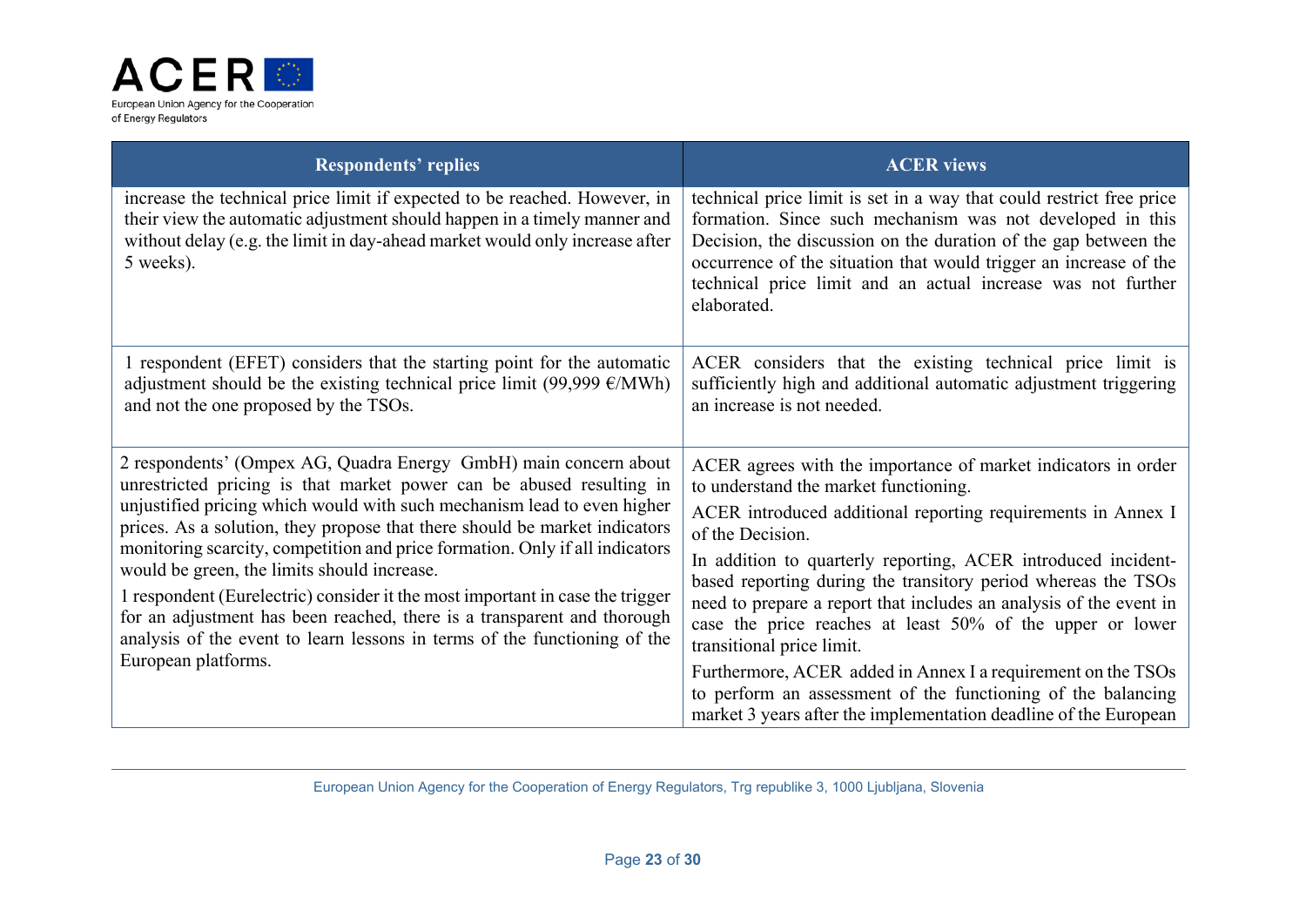| Respondents' replies | ACER views |
| --- | --- |
| increase the technical price limit if expected to be reached. However, in their view the automatic adjustment should happen in a timely manner and without delay (e.g. the limit in day-ahead market would only increase after 5 weeks). | technical price limit is set in a way that could restrict free price formation. Since such mechanism was not developed in this Decision, the discussion on the duration of the gap between the occurrence of the situation that would trigger an increase of the technical price limit and an actual increase was not further elaborated. |
| 1 respondent (EFET) considers that the starting point for the automatic adjustment should be the existing technical price limit (99,999 €/MWh) and not the one proposed by the TSOs. | ACER considers that the existing technical price limit is sufficiently high and additional automatic adjustment triggering an increase is not needed. |
| 2 respondents' (Ompex AG, Quadra Energy GmbH) main concern about unrestricted pricing is that market power can be abused resulting in unjustified pricing which would with such mechanism lead to even higher prices. As a solution, they propose that there should be market indicators monitoring scarcity, competition and price formation. Only if all indicators would be green, the limits should increase.<br>1 respondent (Eurelectric) consider it the most important in case the trigger for an adjustment has been reached, there is a transparent and thorough analysis of the event to learn lessons in terms of the functioning of the European platforms. | ACER agrees with the importance of market indicators in order to understand the market functioning.<br>ACER introduced additional reporting requirements in Annex I of the Decision.<br>In addition to quarterly reporting, ACER introduced incident-based reporting during the transitory period whereas the TSOs need to prepare a report that includes an analysis of the event in case the price reaches at least 50% of the upper or lower transitional price limit.<br>Furthermore, ACER added in Annex I a requirement on the TSOs to perform an assessment of the functioning of the balancing market 3 years after the implementation deadline of the European |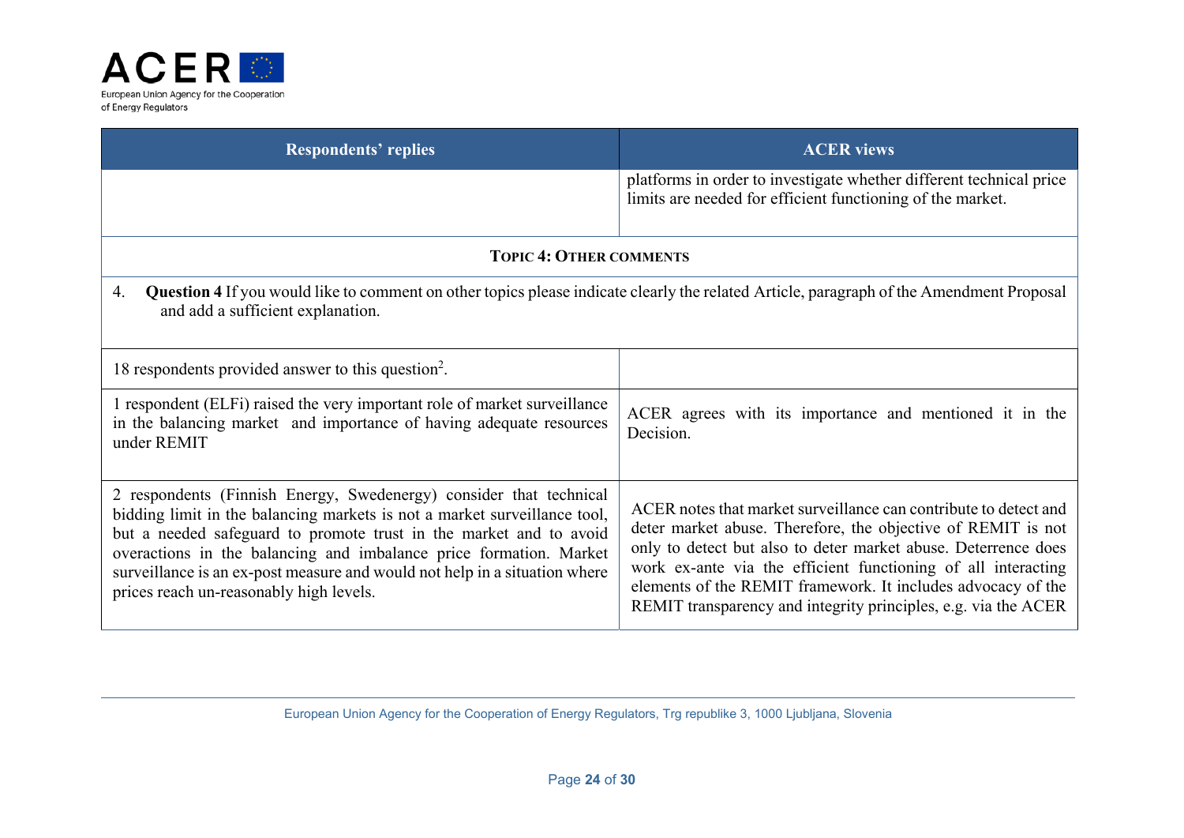| Respondents' replies | ACER views |
|---|---|
| | platforms in order to investigate whether different technical price limits are needed for efficient functioning of the market. |
| **TOPIC 4: OTHER COMMENTS** | |
| 4. **Question 4** If you would like to comment on other topics please indicate clearly the related Article, paragraph of the Amendment Proposal and add a sufficient explanation. | |
| 18 respondents provided answer to this question[2]. | |
| 1 respondent (ELFi) raised the very important role of market surveillance in the balancing market and importance of having adequate resources under REMIT | ACER agrees with its importance and mentioned it in the Decision. |
| 2 respondents (Finnish Energy, Swedenergy) consider that technical bidding limit in the balancing markets is not a market surveillance tool, but a needed safeguard to promote trust in the market and to avoid overactions in the balancing and imbalance price formation. Market surveillance is an ex-post measure and would not help in a situation where prices reach un-reasonably high levels. | ACER notes that market surveillance can contribute to detect and deter market abuse. Therefore, the objective of REMIT is not only to detect but also to deter market abuse. Deterrence does work ex-ante via the efficient functioning of all interacting elements of the REMIT framework. It includes advocacy of the REMIT transparency and integrity principles, e.g. via the ACER |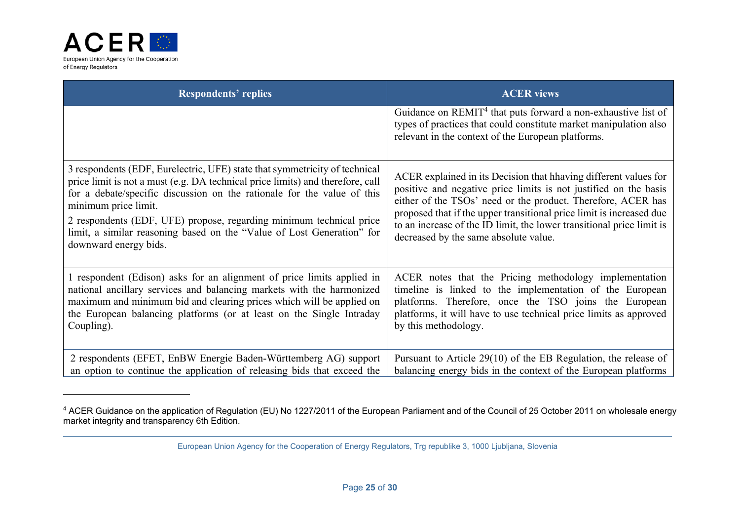| Respondents' replies | ACER views |
|---|---|
| | Guidance on REMIT[4] that puts forward a non-exhaustive list of types of practices that could constitute market manipulation also relevant in the context of the European platforms. |
| 3 respondents (EDF, Eurelectric, UFE) state that symmetricity of technical price limit is not a must (e.g. DA technical price limits) and therefore, call for a debate/specific discussion on the rationale for the value of this minimum price limit.<br>2 respondents (EDF, UFE) propose, regarding minimum technical price limit, a similar reasoning based on the "Value of Lost Generation" for downward energy bids. | ACER explained in its Decision that hhaving different values for positive and negative price limits is not justified on the basis either of the TSOs' need or the product. Therefore, ACER has proposed that if the upper transitional price limit is increased due to an increase of the ID limit, the lower transitional price limit is decreased by the same absolute value. |
| 1 respondent (Edison) asks for an alignment of price limits applied in national ancillary services and balancing markets with the harmonized maximum and minimum bid and clearing prices which will be applied on the European balancing platforms (or at least on the Single Intraday Coupling). | ACER notes that the Pricing methodology implementation timeline is linked to the implementation of the European platforms. Therefore, once the TSO joins the European platforms, it will have to use technical price limits as approved by this methodology. |
| 2 respondents (EFET, EnBW Energie Baden-Württemberg AG) support an option to continue the application of releasing bids that exceed the | Pursuant to Article 29(10) of the EB Regulation, the release of balancing energy bids in the context of the European platforms |

[4] ACER Guidance on the application of Regulation (EU) No 1227/2011 of the European Parliament and of the Council of 25 October 2011 on wholesale energy market integrity and transparency 6th Edition.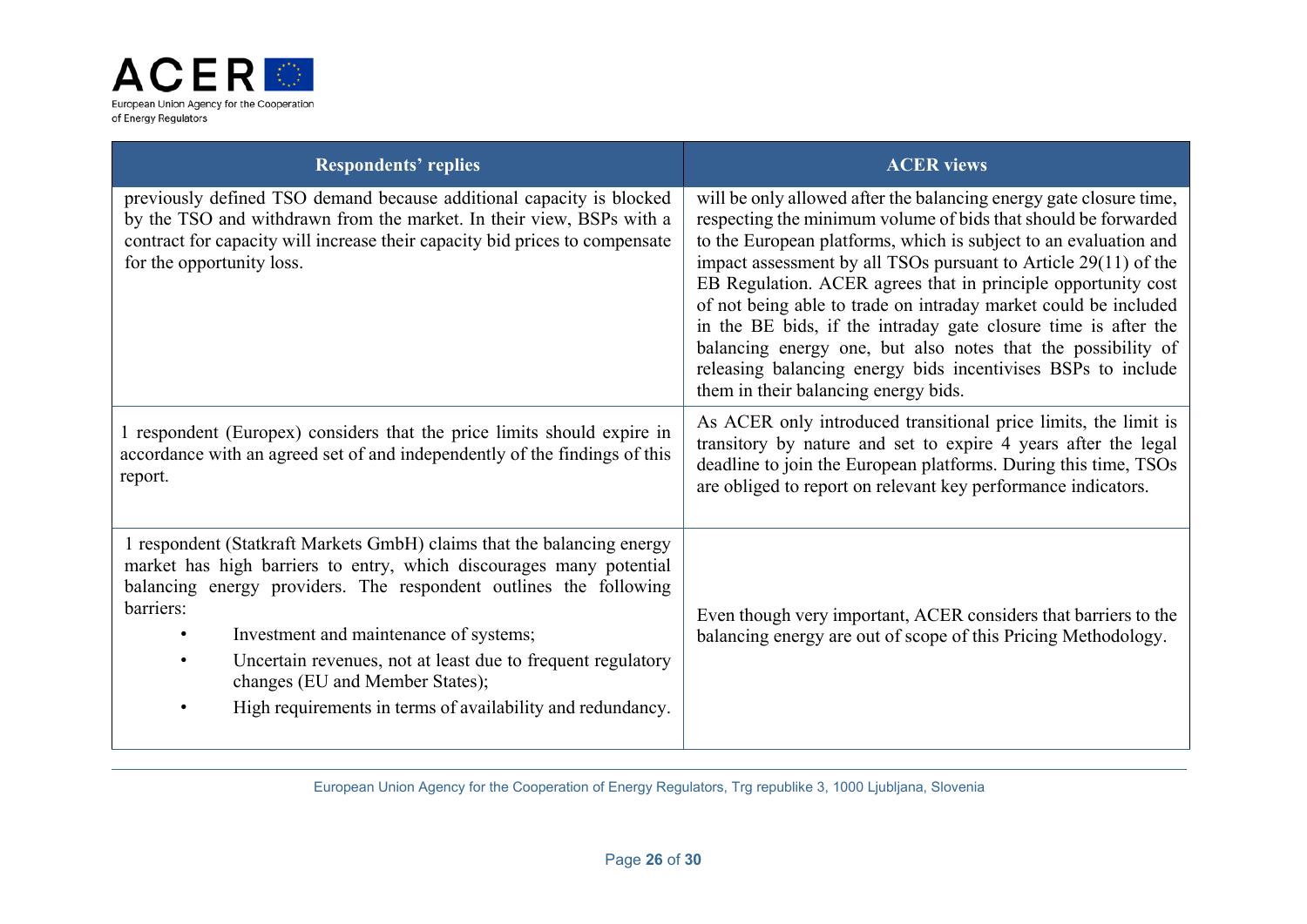| Respondents' replies | ACER views |
|---|---|
| previously defined TSO demand because additional capacity is blocked by the TSO and withdrawn from the market. In their view, BSPs with a contract for capacity will increase their capacity bid prices to compensate for the opportunity loss. | will be only allowed after the balancing energy gate closure time, respecting the minimum volume of bids that should be forwarded to the European platforms, which is subject to an evaluation and impact assessment by all TSOs pursuant to Article 29(11) of the EB Regulation. ACER agrees that in principle opportunity cost of not being able to trade on intraday market could be included in the BE bids, if the intraday gate closure time is after the balancing energy one, but also notes that the possibility of releasing balancing energy bids incentivises BSPs to include them in their balancing energy bids. |
| 1 respondent (Europex) considers that the price limits should expire in accordance with an agreed set of and independently of the findings of this report. | As ACER only introduced transitional price limits, the limit is transitory by nature and set to expire 4 years after the legal deadline to join the European platforms. During this time, TSOs are obliged to report on relevant key performance indicators. |
| 1 respondent (Statkraft Markets GmbH) claims that the balancing energy market has high barriers to entry, which discourages many potential balancing energy providers. The respondent outlines the following barriers:<br>• Investment and maintenance of systems;<br>• Uncertain revenues, not at least due to frequent regulatory changes (EU and Member States);<br>• High requirements in terms of availability and redundancy. | Even though very important, ACER considers that barriers to the balancing energy are out of scope of this Pricing Methodology. |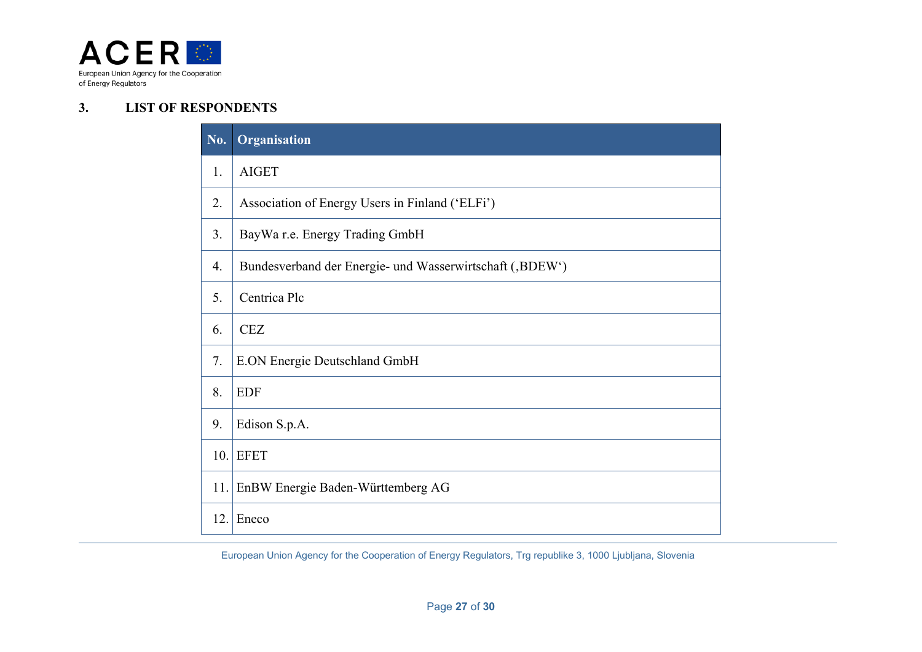## 3. LIST OF RESPONDENTS

| No. | Organisation |
|---|---|
| 1. | AIGET |
| 2. | Association of Energy Users in Finland (‘ELFi’) |
| 3. | BayWa r.e. Energy Trading GmbH |
| 4. | Bundesverband der Energie- und Wasserwirtschaft (‚BDEW‘) |
| 5. | Centrica Plc |
| 6. | CEZ |
| 7. | E.ON Energie Deutschland GmbH |
| 8. | EDF |
| 9. | Edison S.p.A. |
| 10. | EFET |
| 11. | EnBW Energie Baden-Württemberg AG |
| 12. | Eneco |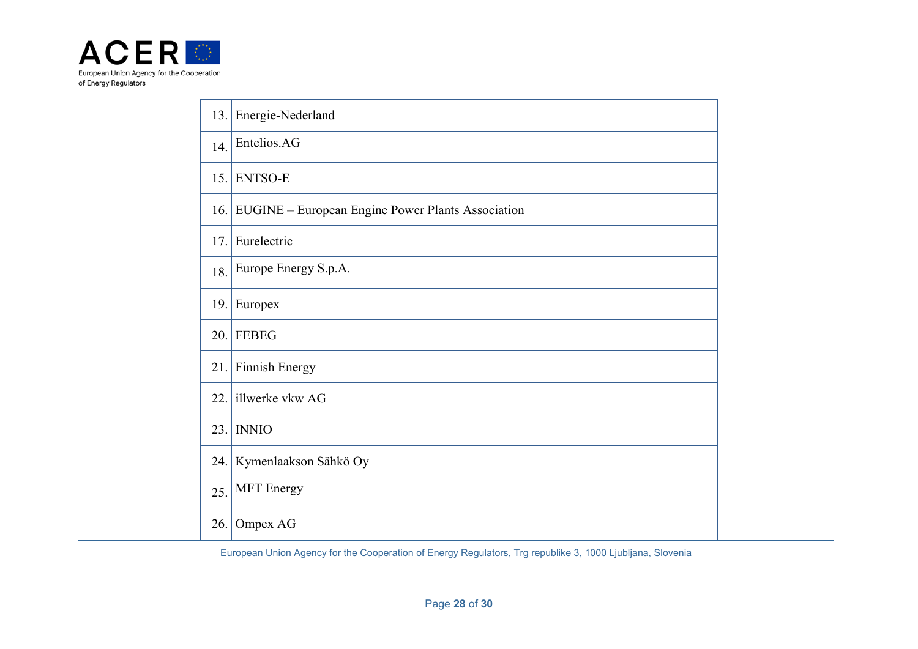| | |
|---|---|
| 13. | Energie-Nederland |
| 14. | Entelios.AG |
| 15. | ENTSO-E |
| 16. | EUGINE – European Engine Power Plants Association |
| 17. | Eurelectric |
| 18. | Europe Energy S.p.A. |
| 19. | Europex |
| 20. | FEBEG |
| 21. | Finnish Energy |
| 22. | illwerke vkw AG |
| 23. | INNIO |
| 24. | Kymenlaakson Sähkö Oy |
| 25. | MFT Energy |
| 26. | Ompex AG |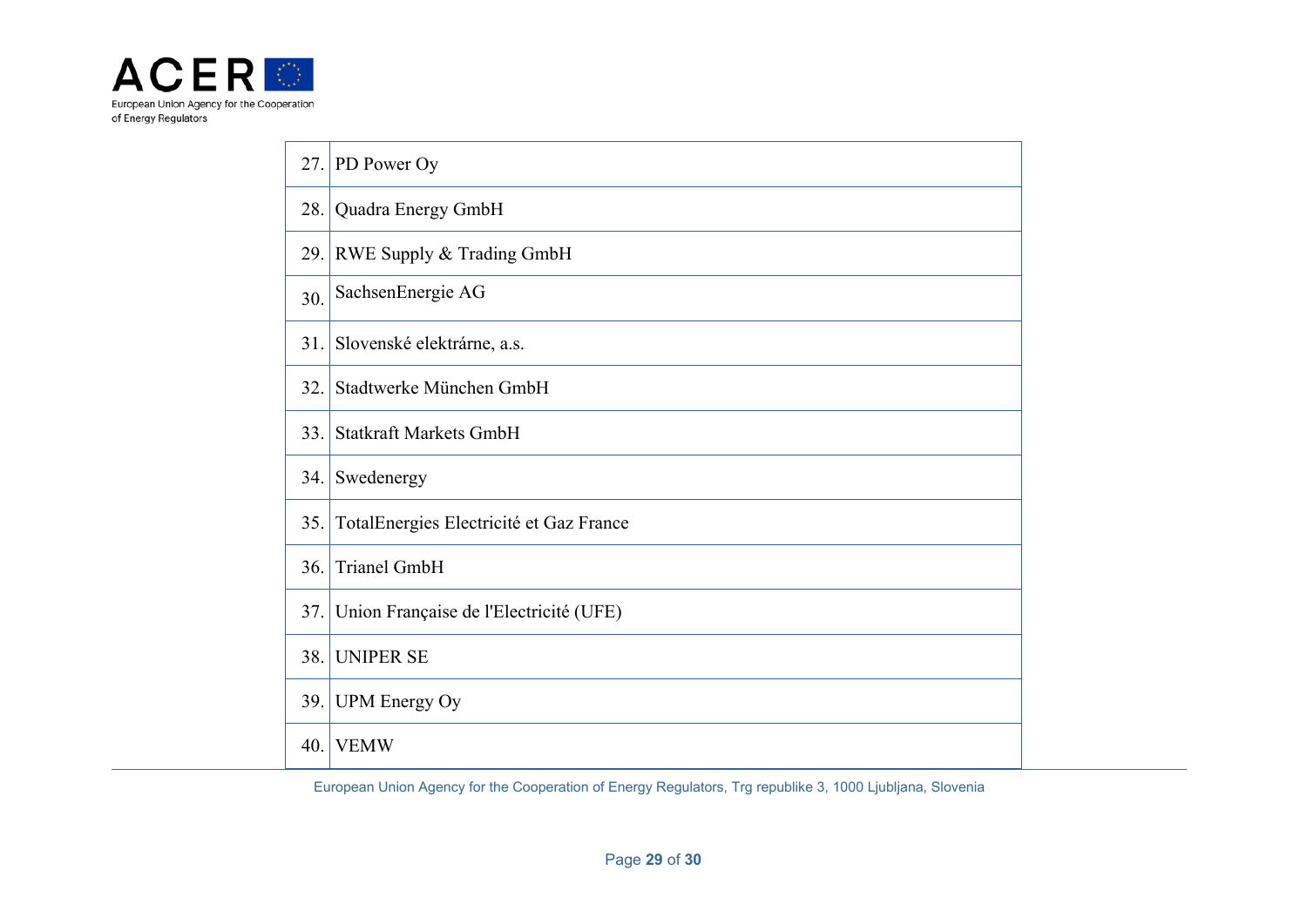| | |
|---|---|
| 27. | PD Power Oy |
| 28. | Quadra Energy GmbH |
| 29. | RWE Supply & Trading GmbH |
| 30. | SachsenEnergie AG |
| 31. | Slovenské elektrárne, a.s. |
| 32. | Stadtwerke München GmbH |
| 33. | Statkraft Markets GmbH |
| 34. | Swedenergy |
| 35. | TotalEnergies Electricité et Gaz France |
| 36. | Trianel GmbH |
| 37. | Union Française de l'Electricité (UFE) |
| 38. | UNIPER SE |
| 39. | UPM Energy Oy |
| 40. | VEMW |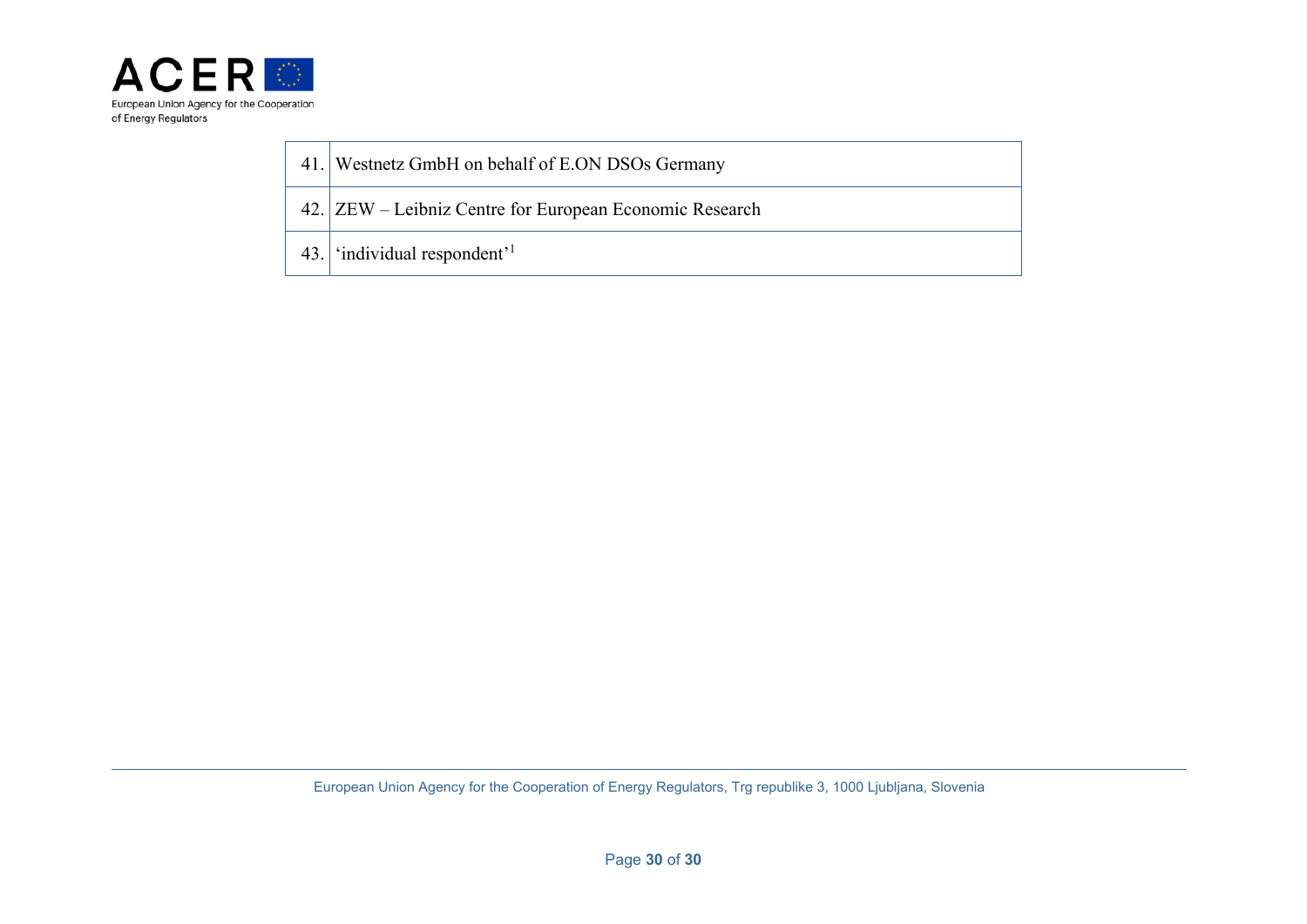| | |
|---|---|
| 41. | Westnetz GmbH on behalf of E.ON DSOs Germany |
| 42. | ZEW – Leibniz Centre for European Economic Research |
| 43. | ‘individual respondent’[1] |